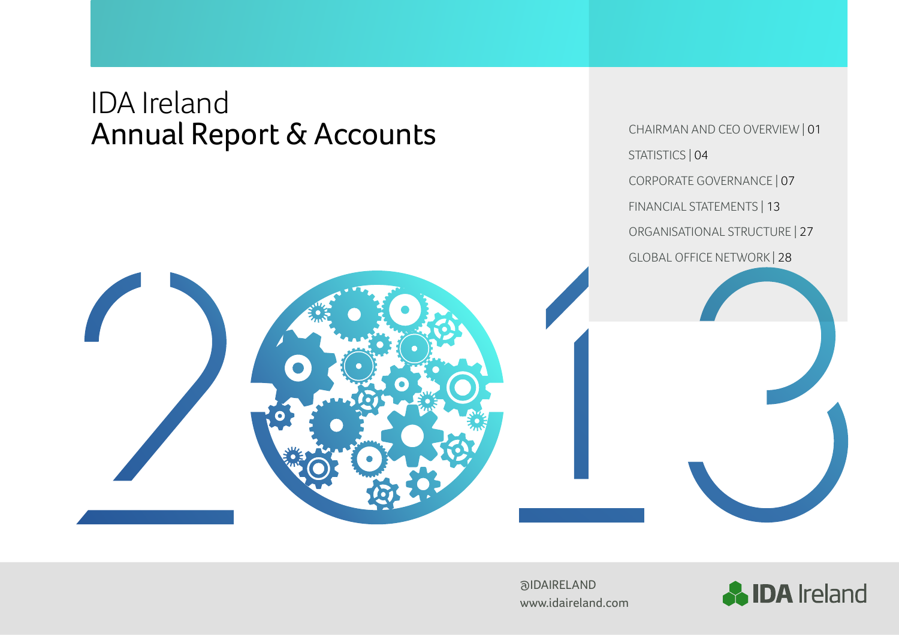# IDA Ireland
# Annual Report & Accounts

CHAIRMAN AND CEO OVERVIEW | 01

STATISTICS | 04

CORPORATE GOVERNANCE | 07

FINANCIAL STATEMENTS | 13

ORGANISATIONAL STRUCTURE | 27

GLOBAL OFFICE NETWORK | 28

2013

@IDAIRELAND
www.idaireland.com

IDA Ireland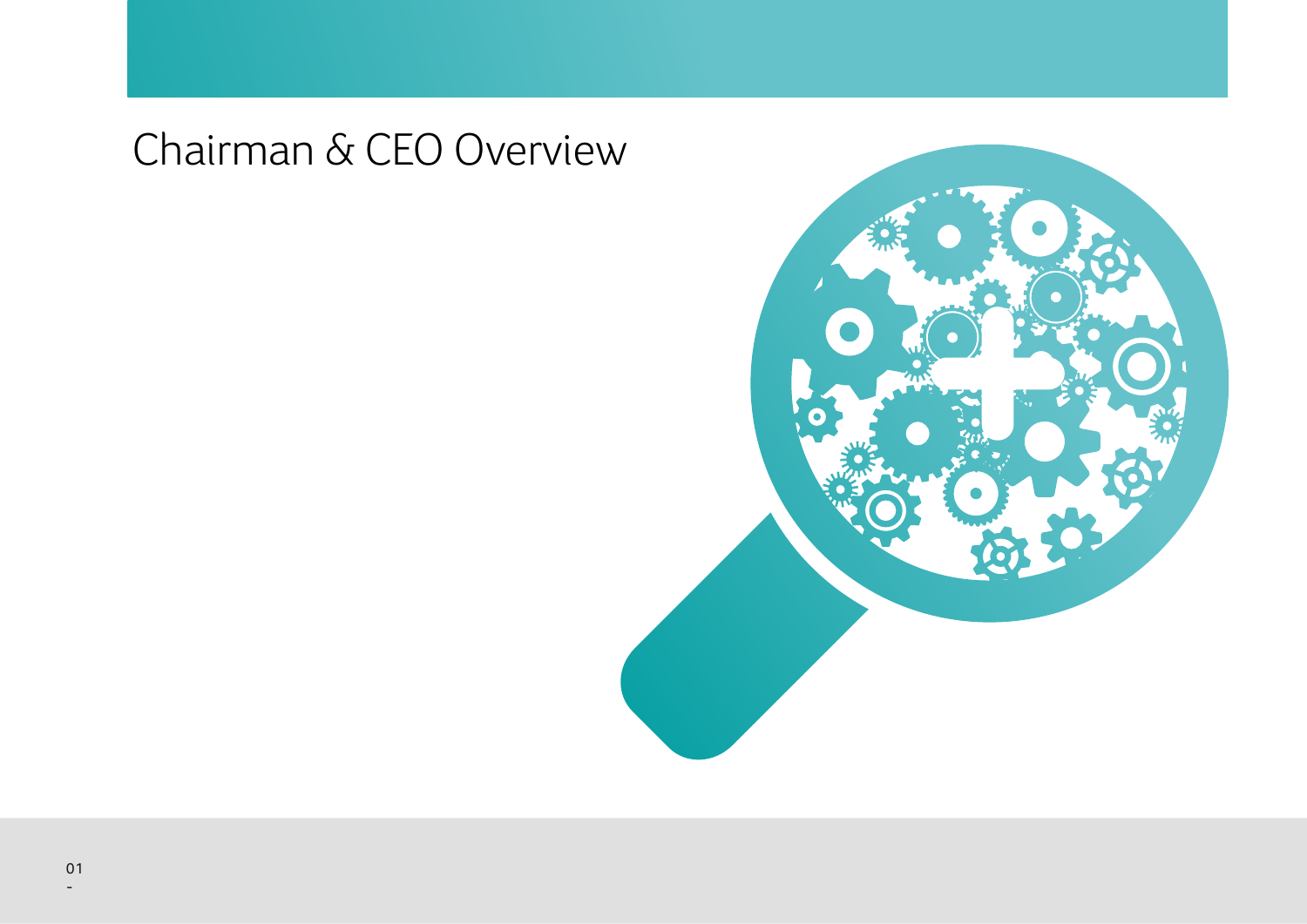# Chairman & CEO Overview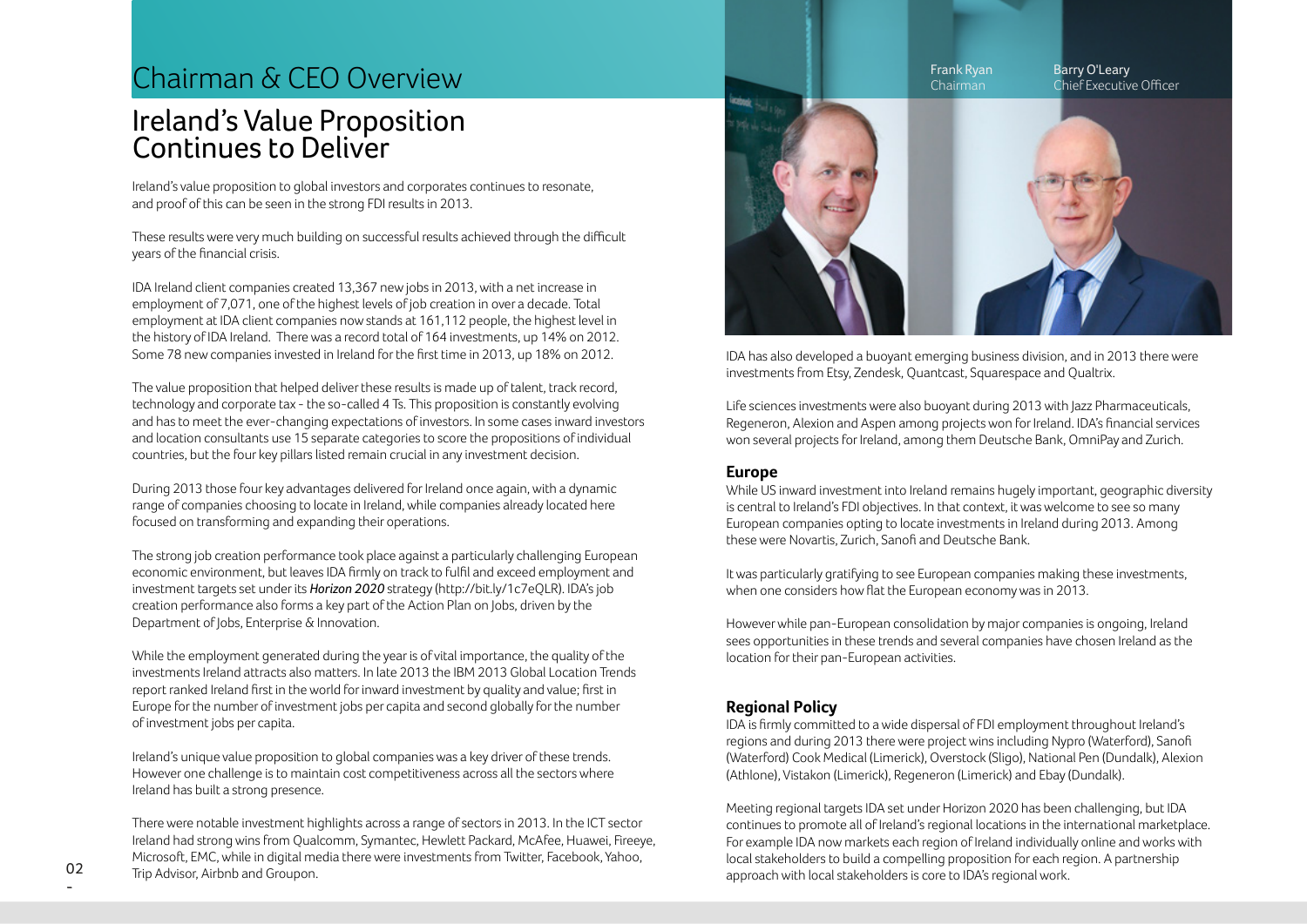# Chairman & CEO Overview

## Ireland's Value Proposition Continues to Deliver

Ireland's value proposition to global investors and corporates continues to resonate, and proof of this can be seen in the strong FDI results in 2013.

These results were very much building on successful results achieved through the difficult years of the financial crisis.

IDA Ireland client companies created 13,367 new jobs in 2013, with a net increase in employment of 7,071, one of the highest levels of job creation in over a decade. Total employment at IDA client companies now stands at 161,112 people, the highest level in the history of IDA Ireland. There was a record total of 164 investments, up 14% on 2012. Some 78 new companies invested in Ireland for the first time in 2013, up 18% on 2012.

The value proposition that helped deliver these results is made up of talent, track record, technology and corporate tax - the so-called 4 Ts. This proposition is constantly evolving and has to meet the ever-changing expectations of investors. In some cases inward investors and location consultants use 15 separate categories to score the propositions of individual countries, but the four key pillars listed remain crucial in any investment decision.

During 2013 those four key advantages delivered for Ireland once again, with a dynamic range of companies choosing to locate in Ireland, while companies already located here focused on transforming and expanding their operations.

The strong job creation performance took place against a particularly challenging European economic environment, but leaves IDA firmly on track to fulfil and exceed employment and investment targets set under its ***Horizon 2020*** strategy (http://bit.ly/1c7eQLR). IDA's job creation performance also forms a key part of the Action Plan on Jobs, driven by the Department of Jobs, Enterprise & Innovation.

While the employment generated during the year is of vital importance, the quality of the investments Ireland attracts also matters. In late 2013 the IBM 2013 Global Location Trends report ranked Ireland first in the world for inward investment by quality and value; first in Europe for the number of investment jobs per capita and second globally for the number of investment jobs per capita.

Ireland's unique value proposition to global companies was a key driver of these trends. However one challenge is to maintain cost competitiveness across all the sectors where Ireland has built a strong presence.

There were notable investment highlights across a range of sectors in 2013. In the ICT sector Ireland had strong wins from Qualcomm, Symantec, Hewlett Packard, McAfee, Huawei, Fireeye, Microsoft, EMC, while in digital media there were investments from Twitter, Facebook, Yahoo, Trip Advisor, Airbnb and Groupon.

Frank Ryan
Chairman

Barry O'Leary
Chief Executive Officer

IDA has also developed a buoyant emerging business division, and in 2013 there were investments from Etsy, Zendesk, Quantcast, Squarespace and Qualtrix.

Life sciences investments were also buoyant during 2013 with Jazz Pharmaceuticals, Regeneron, Alexion and Aspen among projects won for Ireland. IDA's financial services won several projects for Ireland, among them Deutsche Bank, OmniPay and Zurich.

### Europe

While US inward investment into Ireland remains hugely important, geographic diversity is central to Ireland's FDI objectives. In that context, it was welcome to see so many European companies opting to locate investments in Ireland during 2013. Among these were Novartis, Zurich, Sanofi and Deutsche Bank.

It was particularly gratifying to see European companies making these investments, when one considers how flat the European economy was in 2013.

However while pan-European consolidation by major companies is ongoing, Ireland sees opportunities in these trends and several companies have chosen Ireland as the location for their pan-European activities.

### Regional Policy

IDA is firmly committed to a wide dispersal of FDI employment throughout Ireland's regions and during 2013 there were project wins including Nypro (Waterford), Sanofi (Waterford) Cook Medical (Limerick), Overstock (Sligo), National Pen (Dundalk), Alexion (Athlone), Vistakon (Limerick), Regeneron (Limerick) and Ebay (Dundalk).

Meeting regional targets IDA set under Horizon 2020 has been challenging, but IDA continues to promote all of Ireland's regional locations in the international marketplace. For example IDA now markets each region of Ireland individually online and works with local stakeholders to build a compelling proposition for each region. A partnership approach with local stakeholders is core to IDA's regional work.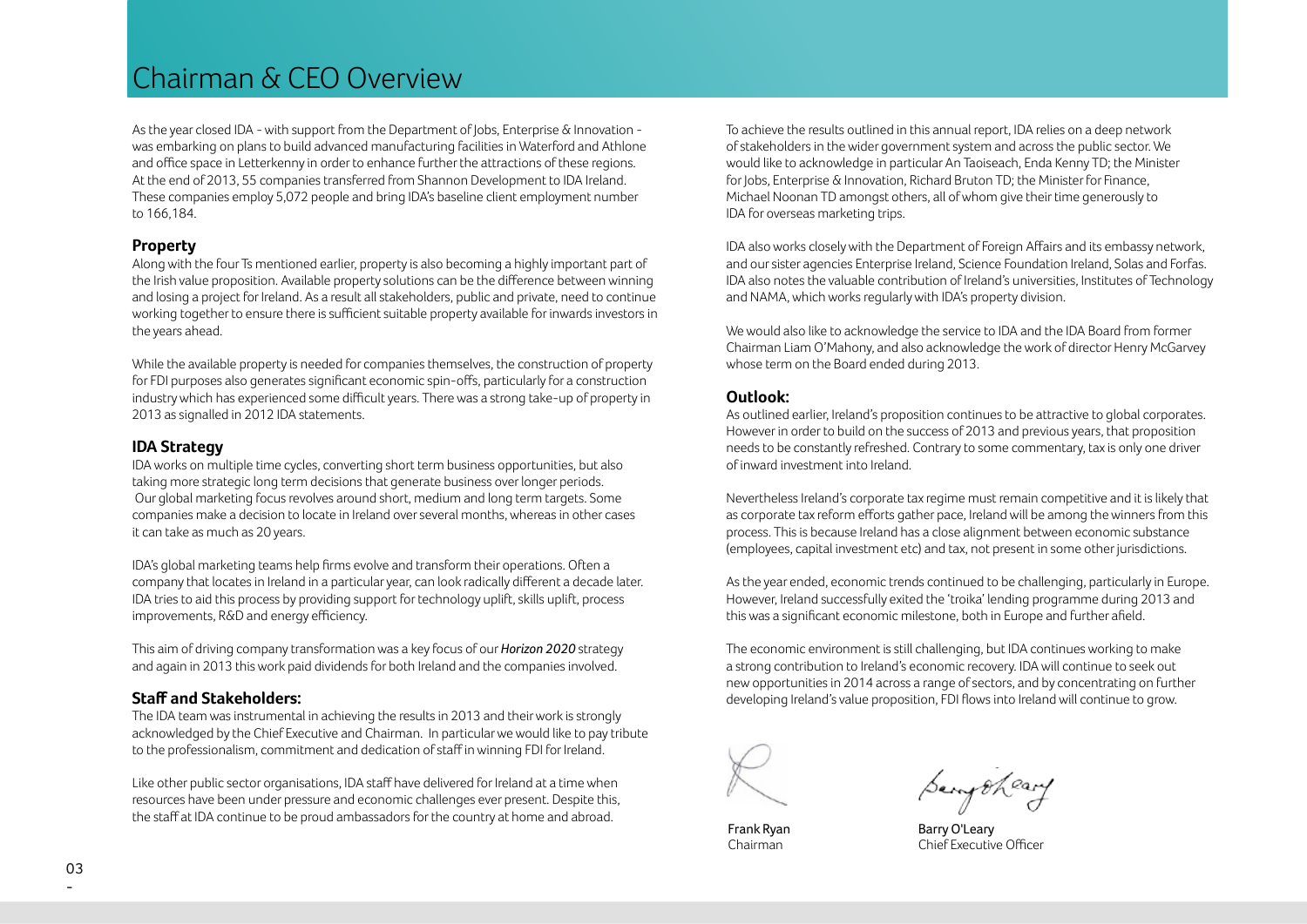# Chairman & CEO Overview

As the year closed IDA - with support from the Department of Jobs, Enterprise & Innovation - was embarking on plans to build advanced manufacturing facilities in Waterford and Athlone and office space in Letterkenny in order to enhance further the attractions of these regions. At the end of 2013, 55 companies transferred from Shannon Development to IDA Ireland. These companies employ 5,072 people and bring IDA's baseline client employment number to 166,184.

### Property

Along with the four Ts mentioned earlier, property is also becoming a highly important part of the Irish value proposition. Available property solutions can be the difference between winning and losing a project for Ireland. As a result all stakeholders, public and private, need to continue working together to ensure there is sufficient suitable property available for inwards investors in the years ahead.

While the available property is needed for companies themselves, the construction of property for FDI purposes also generates significant economic spin-offs, particularly for a construction industry which has experienced some difficult years. There was a strong take-up of property in 2013 as signalled in 2012 IDA statements.

### IDA Strategy

IDA works on multiple time cycles, converting short term business opportunities, but also taking more strategic long term decisions that generate business over longer periods. Our global marketing focus revolves around short, medium and long term targets. Some companies make a decision to locate in Ireland over several months, whereas in other cases it can take as much as 20 years.

IDA's global marketing teams help firms evolve and transform their operations. Often a company that locates in Ireland in a particular year, can look radically different a decade later. IDA tries to aid this process by providing support for technology uplift, skills uplift, process improvements, R&D and energy efficiency.

This aim of driving company transformation was a key focus of our ***Horizon 2020*** strategy and again in 2013 this work paid dividends for both Ireland and the companies involved.

### Staff and Stakeholders:

The IDA team was instrumental in achieving the results in 2013 and their work is strongly acknowledged by the Chief Executive and Chairman. In particular we would like to pay tribute to the professionalism, commitment and dedication of staff in winning FDI for Ireland.

Like other public sector organisations, IDA staff have delivered for Ireland at a time when resources have been under pressure and economic challenges ever present. Despite this, the staff at IDA continue to be proud ambassadors for the country at home and abroad.

To achieve the results outlined in this annual report, IDA relies on a deep network of stakeholders in the wider government system and across the public sector. We would like to acknowledge in particular An Taoiseach, Enda Kenny TD; the Minister for Jobs, Enterprise & Innovation, Richard Bruton TD; the Minister for Finance, Michael Noonan TD amongst others, all of whom give their time generously to IDA for overseas marketing trips.

IDA also works closely with the Department of Foreign Affairs and its embassy network, and our sister agencies Enterprise Ireland, Science Foundation Ireland, Solas and Forfas. IDA also notes the valuable contribution of Ireland's universities, Institutes of Technology and NAMA, which works regularly with IDA's property division.

We would also like to acknowledge the service to IDA and the IDA Board from former Chairman Liam O'Mahony, and also acknowledge the work of director Henry McGarvey whose term on the Board ended during 2013.

### Outlook:

As outlined earlier, Ireland's proposition continues to be attractive to global corporates. However in order to build on the success of 2013 and previous years, that proposition needs to be constantly refreshed. Contrary to some commentary, tax is only one driver of inward investment into Ireland.

Nevertheless Ireland's corporate tax regime must remain competitive and it is likely that as corporate tax reform efforts gather pace, Ireland will be among the winners from this process. This is because Ireland has a close alignment between economic substance (employees, capital investment etc) and tax, not present in some other jurisdictions.

As the year ended, economic trends continued to be challenging, particularly in Europe. However, Ireland successfully exited the 'troika' lending programme during 2013 and this was a significant economic milestone, both in Europe and further afield.

The economic environment is still challenging, but IDA continues working to make a strong contribution to Ireland's economic recovery. IDA will continue to seek out new opportunities in 2014 across a range of sectors, and by concentrating on further developing Ireland's value proposition, FDI flows into Ireland will continue to grow.

Frank Ryan
Chairman

Barry O'Leary
Chief Executive Officer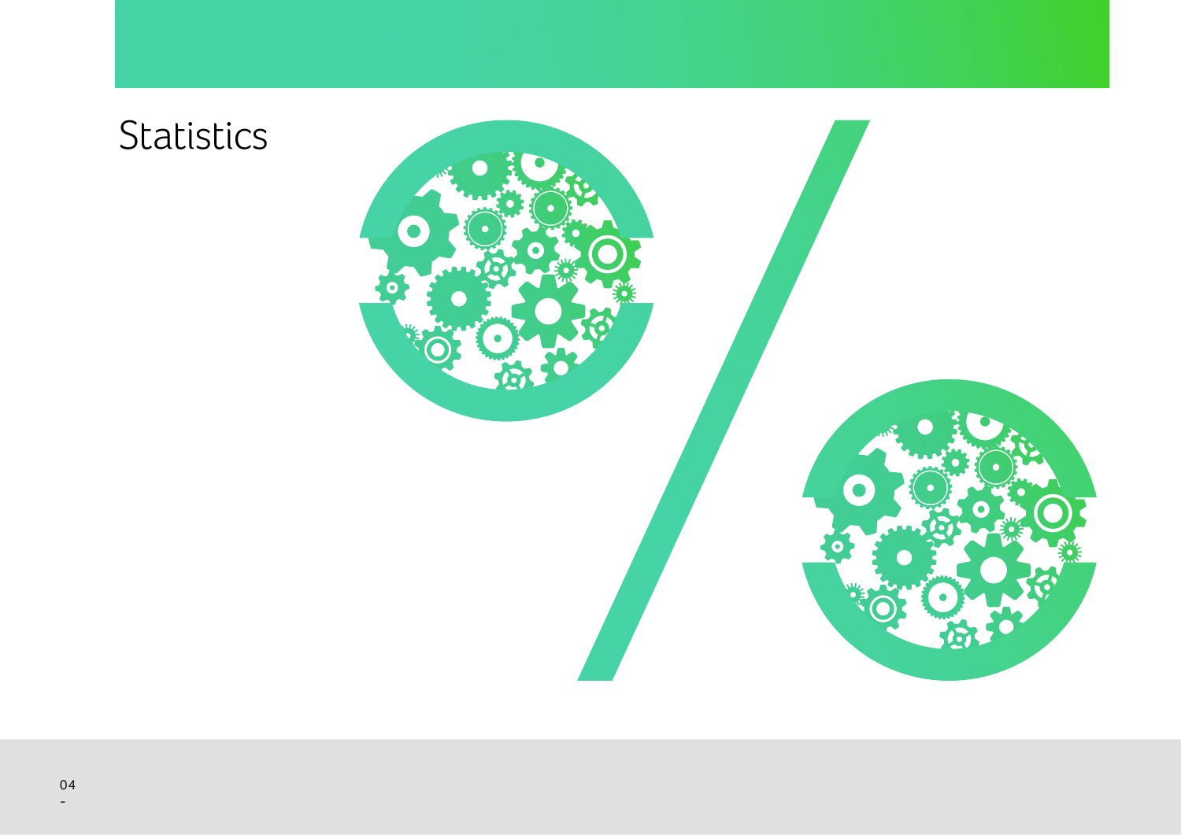# Statistics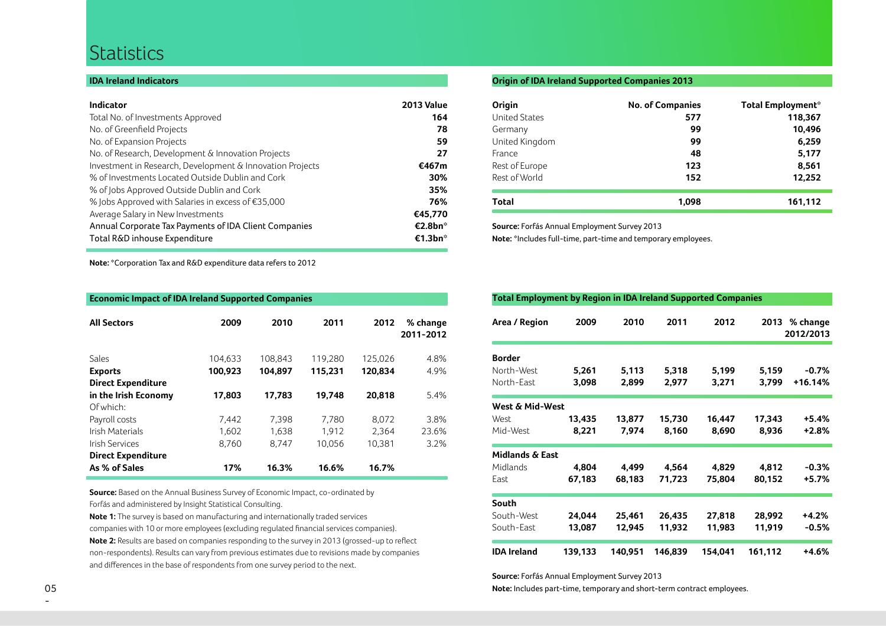# Statistics

## IDA Ireland Indicators

| Indicator | 2013 Value |
|---|---|
| Total No. of Investments Approved | **164** |
| No. of Greenfield Projects | **78** |
| No. of Expansion Projects | **59** |
| No. of Research, Development & Innovation Projects | **27** |
| Investment in Research, Development & Innovation Projects | **€467m** |
| % of Investments Located Outside Dublin and Cork | **30%** |
| % of Jobs Approved Outside Dublin and Cork | **35%** |
| % Jobs Approved with Salaries in excess of €35,000 | **76%** |
| Average Salary in New Investments | **€45,770** |
| Annual Corporate Tax Payments of IDA Client Companies | **€2.8bn*** |
| Total R&D inhouse Expenditure | **€1.3bn*** |

**Note:** *Corporation Tax and R&D expenditure data refers to 2012

## Economic Impact of IDA Ireland Supported Companies

| All Sectors | 2009 | 2010 | 2011 | 2012 | % change 2011-2012 |
|---|---|---|---|---|---|
| Sales | 104,633 | 108,843 | 119,280 | 125,026 | 4.8% |
| **Exports** | **100,923** | **104,897** | **115,231** | **120,834** | 4.9% |
| **Direct Expenditure in the Irish Economy** | **17,803** | **17,783** | **19,748** | **20,818** | 5.4% |
| Of which: | | | | | |
| Payroll costs | 7,442 | 7,398 | 7,780 | 8,072 | 3.8% |
| Irish Materials | 1,602 | 1,638 | 1,912 | 2,364 | 23.6% |
| Irish Services | 8,760 | 8,747 | 10,056 | 10,381 | 3.2% |
| **Direct Expenditure As % of Sales** | **17%** | **16.3%** | **16.6%** | **16.7%** | |

**Source:** Based on the Annual Business Survey of Economic Impact, co-ordinated by Forfás and administered by Insight Statistical Consulting.

**Note 1:** The survey is based on manufacturing and internationally traded services companies with 10 or more employees (excluding regulated financial services companies).

**Note 2:** Results are based on companies responding to the survey in 2013 (grossed-up to reflect non-respondents). Results can vary from previous estimates due to revisions made by companies and differences in the base of respondents from one survey period to the next.

## Origin of IDA Ireland Supported Companies 2013

| Origin | No. of Companies | Total Employment* |
|---|---|---|
| United States | **577** | **118,367** |
| Germany | **99** | **10,496** |
| United Kingdom | **99** | **6,259** |
| France | **48** | **5,177** |
| Rest of Europe | **123** | **8,561** |
| Rest of World | **152** | **12,252** |
| **Total** | **1,098** | **161,112** |

**Source:** Forfás Annual Employment Survey 2013

**Note:** *Includes full-time, part-time and temporary employees.

## Total Employment by Region in IDA Ireland Supported Companies

| Area / Region | 2009 | 2010 | 2011 | 2012 | 2013 | % change 2012/2013 |
|---|---|---|---|---|---|---|
| **Border** | | | | | | |
| North-West | **5,261** | **5,113** | **5,318** | **5,199** | **5,159** | **-0.7%** |
| North-East | **3,098** | **2,899** | **2,977** | **3,271** | **3,799** | **+16.14%** |
| **West & Mid-West** | | | | | | |
| West | **13,435** | **13,877** | **15,730** | **16,447** | **17,343** | **+5.4%** |
| Mid-West | **8,221** | **7,974** | **8,160** | **8,690** | **8,936** | **+2.8%** |
| **Midlands & East** | | | | | | |
| Midlands | **4,804** | **4,499** | **4,564** | **4,829** | **4,812** | **-0.3%** |
| East | **67,183** | **68,183** | **71,723** | **75,804** | **80,152** | **+5.7%** |
| **South** | | | | | | |
| South-West | **24,044** | **25,461** | **26,435** | **27,818** | **28,992** | **+4.2%** |
| South-East | **13,087** | **12,945** | **11,932** | **11,983** | **11,919** | **-0.5%** |
| **IDA Ireland** | **139,133** | **140,951** | **146,839** | **154,041** | **161,112** | **+4.6%** |

**Source:** Forfás Annual Employment Survey 2013

**Note:** Includes part-time, temporary and short-term contract employees.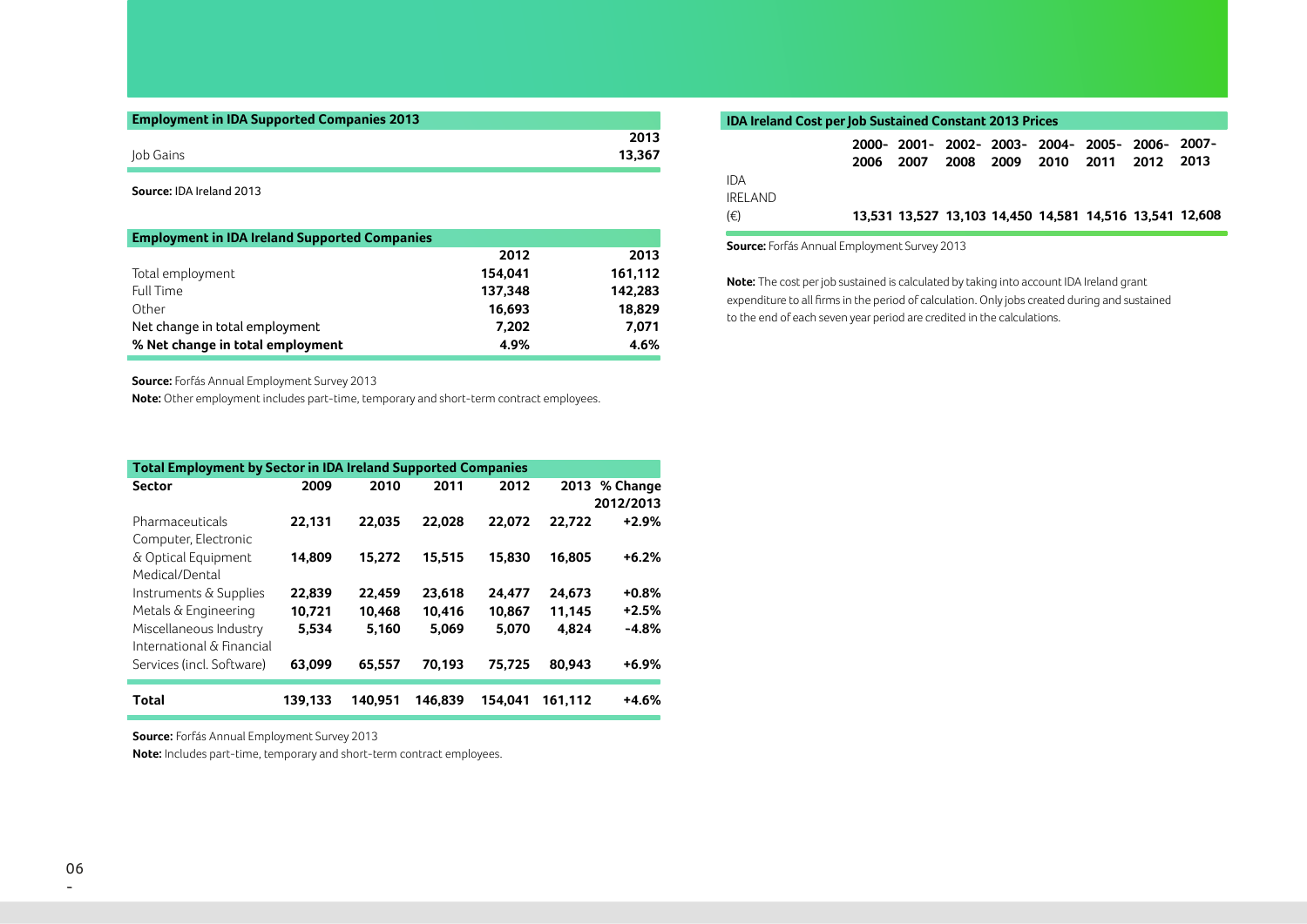### Employment in IDA Supported Companies 2013

| | 2013 |
|---|---|
| Job Gains | 13,367 |

**Source:** IDA Ireland 2013

### Employment in IDA Ireland Supported Companies

| | 2012 | 2013 |
|---|---|---|
| Total employment | 154,041 | 161,112 |
| Full Time | 137,348 | 142,283 |
| Other | 16,693 | 18,829 |
| Net change in total employment | 7,202 | 7,071 |
| **% Net change in total employment** | 4.9% | 4.6% |

**Source:** Forfás Annual Employment Survey 2013

**Note:** Other employment includes part-time, temporary and short-term contract employees.

### Total Employment by Sector in IDA Ireland Supported Companies

| Sector | 2009 | 2010 | 2011 | 2012 | 2013 | % Change 2012/2013 |
|---|---|---|---|---|---|---|
| Pharmaceuticals | 22,131 | 22,035 | 22,028 | 22,072 | 22,722 | +2.9% |
| Computer, Electronic & Optical Equipment | 14,809 | 15,272 | 15,515 | 15,830 | 16,805 | +6.2% |
| Medical/Dental Instruments & Supplies | 22,839 | 22,459 | 23,618 | 24,477 | 24,673 | +0.8% |
| Metals & Engineering | 10,721 | 10,468 | 10,416 | 10,867 | 11,145 | +2.5% |
| Miscellaneous Industry | 5,534 | 5,160 | 5,069 | 5,070 | 4,824 | -4.8% |
| International & Financial Services (incl. Software) | 63,099 | 65,557 | 70,193 | 75,725 | 80,943 | +6.9% |
| **Total** | 139,133 | 140,951 | 146,839 | 154,041 | 161,112 | +4.6% |

**Source:** Forfás Annual Employment Survey 2013

**Note:** Includes part-time, temporary and short-term contract employees.

### IDA Ireland Cost per Job Sustained Constant 2013 Prices

| | 2000-2006 | 2001-2007 | 2002-2008 | 2003-2009 | 2004-2010 | 2005-2011 | 2006-2012 | 2007-2013 |
|---|---|---|---|---|---|---|---|---|
| IDA IRELAND (€) | 13,531 | 13,527 | 13,103 | 14,450 | 14,581 | 14,516 | 13,541 | 12,608 |

**Source:** Forfás Annual Employment Survey 2013

**Note:** The cost per job sustained is calculated by taking into account IDA Ireland grant expenditure to all firms in the period of calculation. Only jobs created during and sustained to the end of each seven year period are credited in the calculations.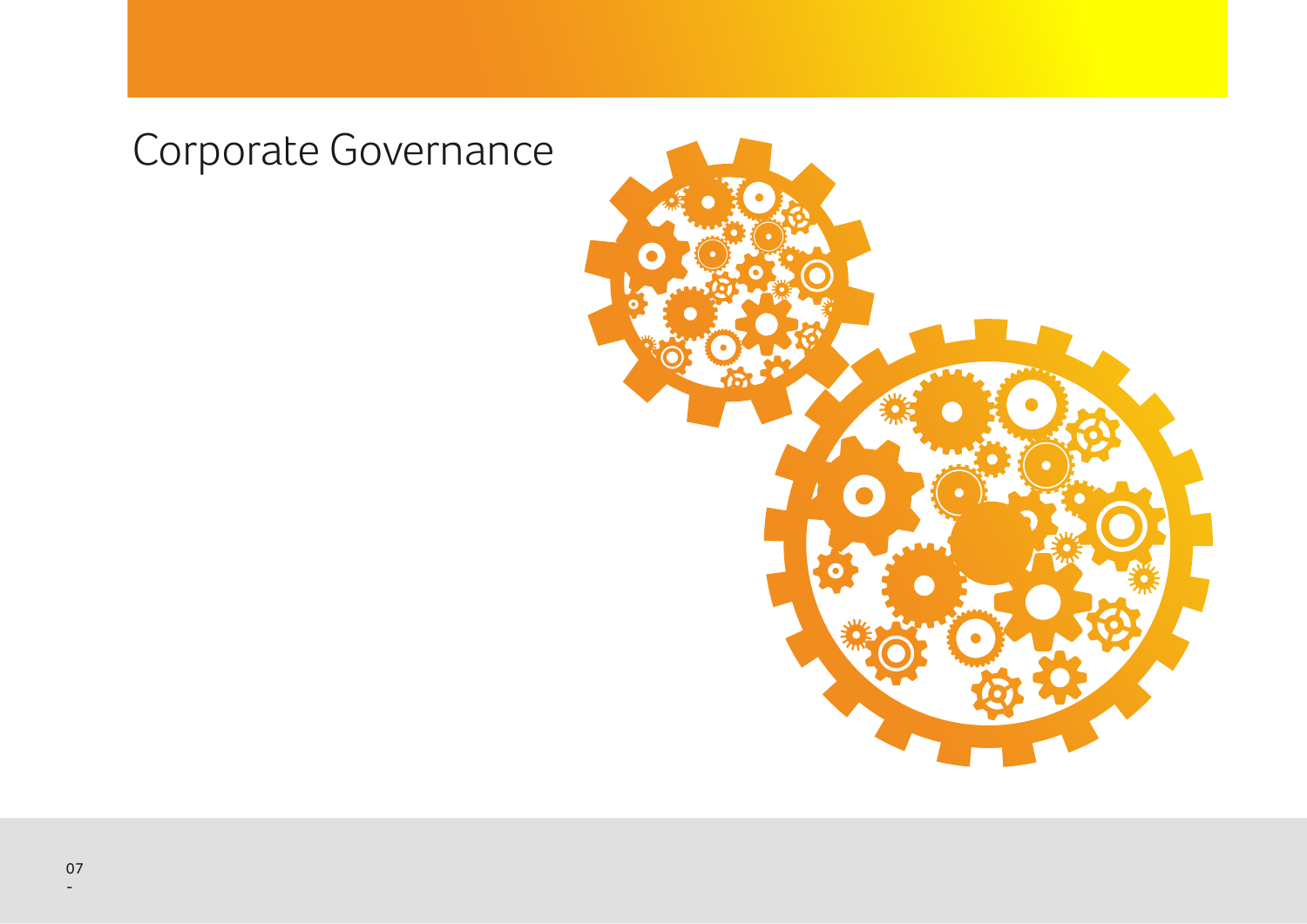# Corporate Governance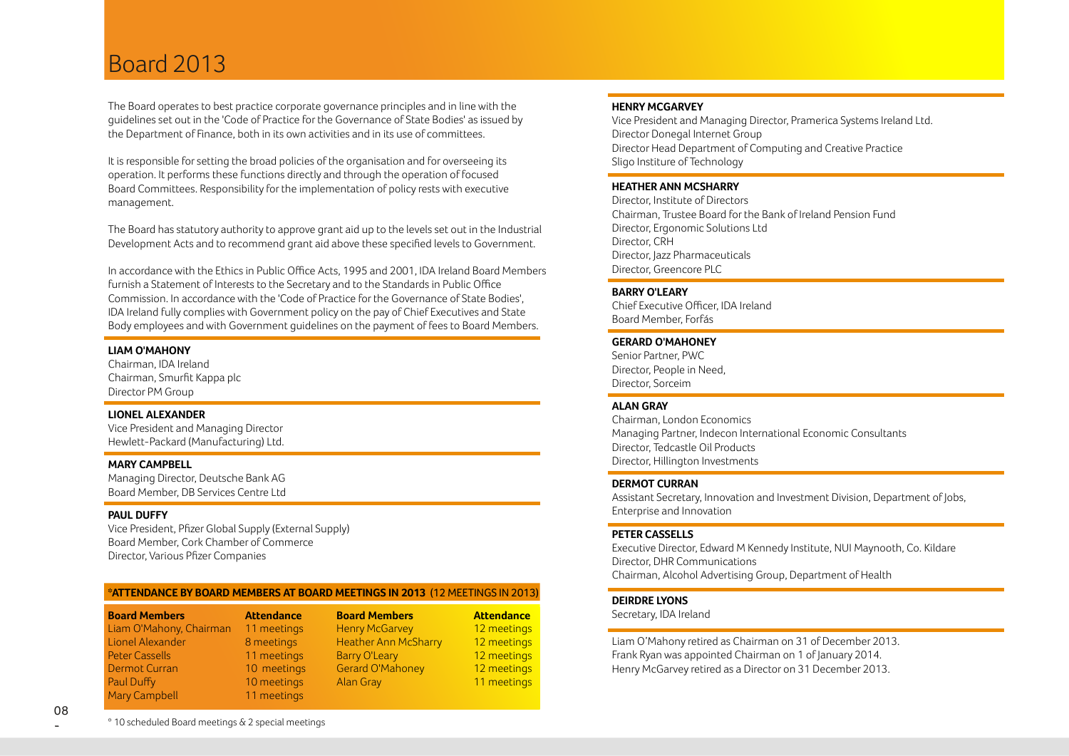# Board 2013

The Board operates to best practice corporate governance principles and in line with the guidelines set out in the 'Code of Practice for the Governance of State Bodies' as issued by the Department of Finance, both in its own activities and in its use of committees.

It is responsible for setting the broad policies of the organisation and for overseeing its operation. It performs these functions directly and through the operation of focused Board Committees. Responsibility for the implementation of policy rests with executive management.

The Board has statutory authority to approve grant aid up to the levels set out in the Industrial Development Acts and to recommend grant aid above these specified levels to Government.

In accordance with the Ethics in Public Office Acts, 1995 and 2001, IDA Ireland Board Members furnish a Statement of Interests to the Secretary and to the Standards in Public Office Commission. In accordance with the 'Code of Practice for the Governance of State Bodies', IDA Ireland fully complies with Government policy on the pay of Chief Executives and State Body employees and with Government guidelines on the payment of fees to Board Members.

**LIAM O'MAHONY**
Chairman, IDA Ireland
Chairman, Smurfit Kappa plc
Director PM Group

**LIONEL ALEXANDER**
Vice President and Managing Director
Hewlett-Packard (Manufacturing) Ltd.

**MARY CAMPBELL**
Managing Director, Deutsche Bank AG
Board Member, DB Services Centre Ltd

**PAUL DUFFY**
Vice President, Pfizer Global Supply (External Supply)
Board Member, Cork Chamber of Commerce
Director, Various Pfizer Companies

**\*ATTENDANCE BY BOARD MEMBERS AT BOARD MEETINGS IN 2013** (12 MEETINGS IN 2013)

| Board Members | Attendance | Board Members | Attendance |
|---|---|---|---|
| Liam O'Mahony, Chairman | 11 meetings | Henry McGarvey | 12 meetings |
| Lionel Alexander | 8 meetings | Heather Ann McSharry | 12 meetings |
| Peter Cassells | 11 meetings | Barry O'Leary | 12 meetings |
| Dermot Curran | 10 meetings | Gerard O'Mahoney | 12 meetings |
| Paul Duffy | 10 meetings | Alan Gray | 11 meetings |
| Mary Campbell | 11 meetings | | |

\* 10 scheduled Board meetings & 2 special meetings

**HENRY MCGARVEY**
Vice President and Managing Director, Pramerica Systems Ireland Ltd.
Director Donegal Internet Group
Director Head Department of Computing and Creative Practice
Sligo Institute of Technology

**HEATHER ANN MCSHARRY**
Director, Institute of Directors
Chairman, Trustee Board for the Bank of Ireland Pension Fund
Director, Ergonomic Solutions Ltd
Director, CRH
Director, Jazz Pharmaceuticals
Director, Greencore PLC

**BARRY O'LEARY**
Chief Executive Officer, IDA Ireland
Board Member, Forfás

**GERARD O'MAHONEY**
Senior Partner, PWC
Director, People in Need,
Director, Sorceim

**ALAN GRAY**
Chairman, London Economics
Managing Partner, Indecon International Economic Consultants
Director, Tedcastle Oil Products
Director, Hillington Investments

**DERMOT CURRAN**
Assistant Secretary, Innovation and Investment Division, Department of Jobs, Enterprise and Innovation

**PETER CASSELLS**
Executive Director, Edward M Kennedy Institute, NUI Maynooth, Co. Kildare
Director, DHR Communications
Chairman, Alcohol Advertising Group, Department of Health

**DEIRDRE LYONS**
Secretary, IDA Ireland

Liam O'Mahony retired as Chairman on 31 of December 2013.
Frank Ryan was appointed Chairman on 1 of January 2014.
Henry McGarvey retired as a Director on 31 December 2013.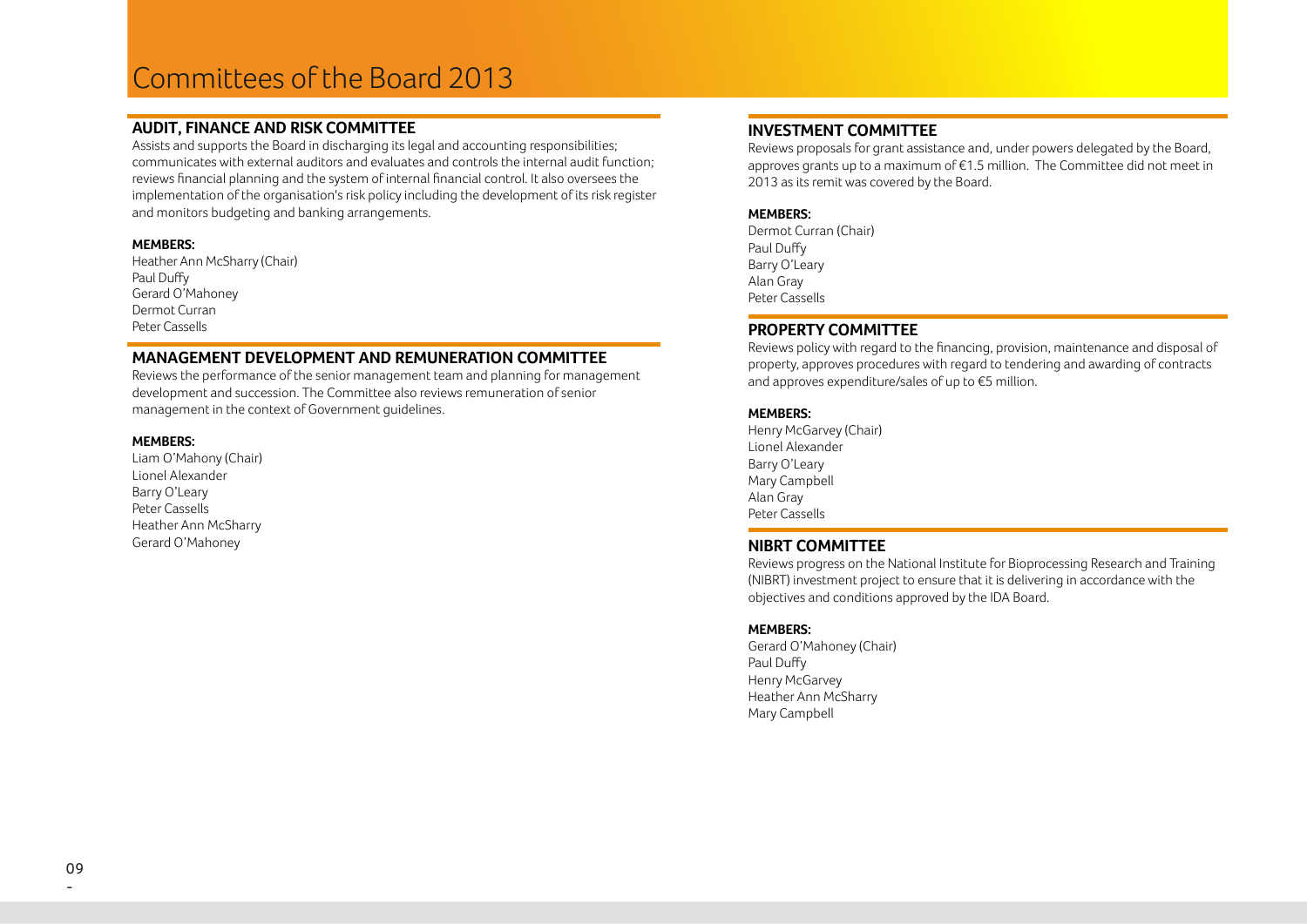# Committees of the Board 2013

## AUDIT, FINANCE AND RISK COMMITTEE

Assists and supports the Board in discharging its legal and accounting responsibilities; communicates with external auditors and evaluates and controls the internal audit function; reviews financial planning and the system of internal financial control. It also oversees the implementation of the organisation's risk policy including the development of its risk register and monitors budgeting and banking arrangements.

**MEMBERS:**

Heather Ann McSharry (Chair)
Paul Duffy
Gerard O'Mahoney
Dermot Curran
Peter Cassells

## MANAGEMENT DEVELOPMENT AND REMUNERATION COMMITTEE

Reviews the performance of the senior management team and planning for management development and succession. The Committee also reviews remuneration of senior management in the context of Government guidelines.

**MEMBERS:**

Liam O'Mahony (Chair)
Lionel Alexander
Barry O'Leary
Peter Cassells
Heather Ann McSharry
Gerard O'Mahoney

## INVESTMENT COMMITTEE

Reviews proposals for grant assistance and, under powers delegated by the Board, approves grants up to a maximum of €1.5 million. The Committee did not meet in 2013 as its remit was covered by the Board.

**MEMBERS:**

Dermot Curran (Chair)
Paul Duffy
Barry O'Leary
Alan Gray
Peter Cassells

## PROPERTY COMMITTEE

Reviews policy with regard to the financing, provision, maintenance and disposal of property, approves procedures with regard to tendering and awarding of contracts and approves expenditure/sales of up to €5 million.

**MEMBERS:**

Henry McGarvey (Chair)
Lionel Alexander
Barry O'Leary
Mary Campbell
Alan Gray
Peter Cassells

## NIBRT COMMITTEE

Reviews progress on the National Institute for Bioprocessing Research and Training (NIBRT) investment project to ensure that it is delivering in accordance with the objectives and conditions approved by the IDA Board.

**MEMBERS:**

Gerard O'Mahoney (Chair)
Paul Duffy
Henry McGarvey
Heather Ann McSharry
Mary Campbell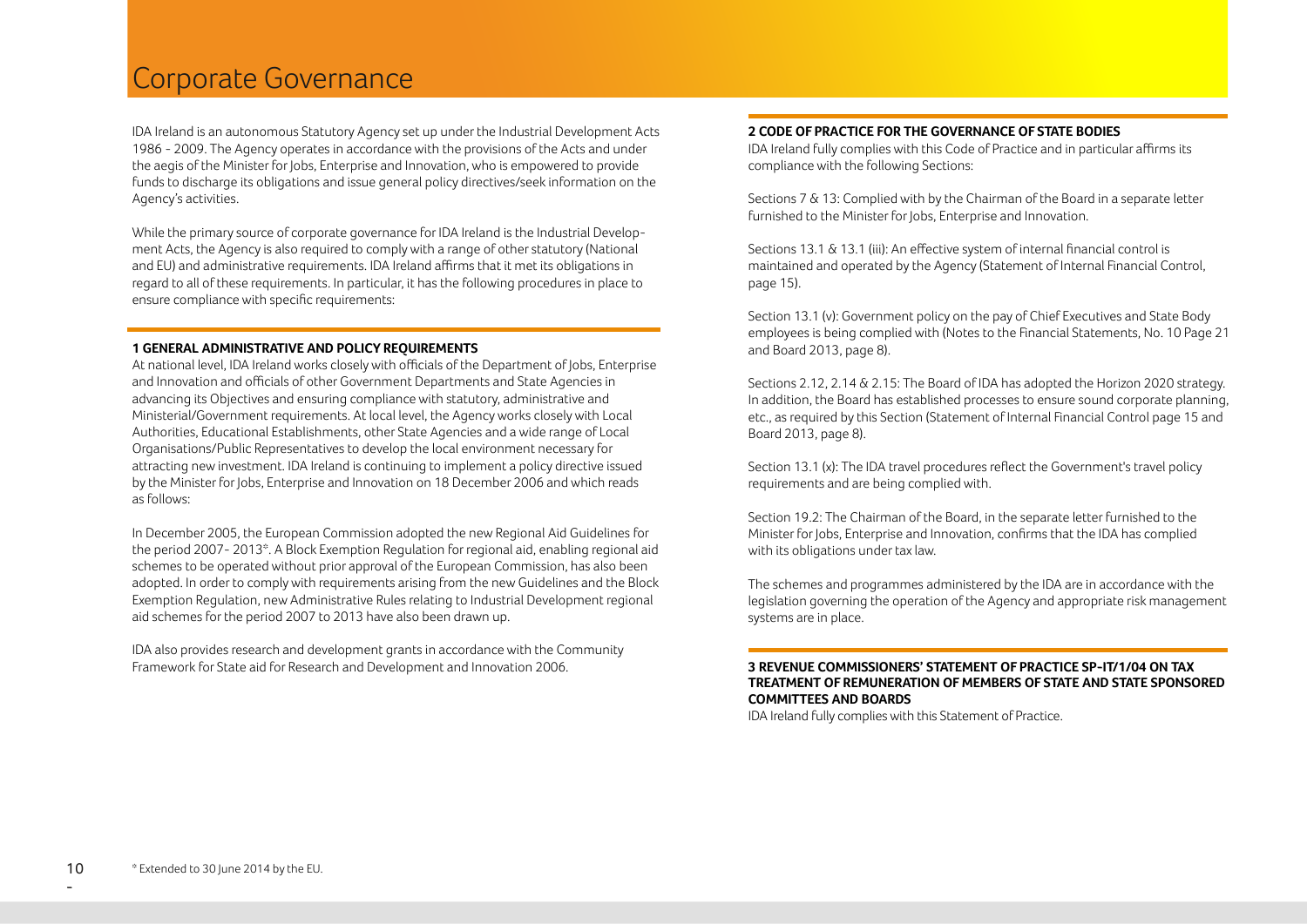# Corporate Governance

IDA Ireland is an autonomous Statutory Agency set up under the Industrial Development Acts 1986 - 2009. The Agency operates in accordance with the provisions of the Acts and under the aegis of the Minister for Jobs, Enterprise and Innovation, who is empowered to provide funds to discharge its obligations and issue general policy directives/seek information on the Agency's activities.

While the primary source of corporate governance for IDA Ireland is the Industrial Development Acts, the Agency is also required to comply with a range of other statutory (National and EU) and administrative requirements. IDA Ireland affirms that it met its obligations in regard to all of these requirements. In particular, it has the following procedures in place to ensure compliance with specific requirements:

### 1 GENERAL ADMINISTRATIVE AND POLICY REQUIREMENTS

At national level, IDA Ireland works closely with officials of the Department of Jobs, Enterprise and Innovation and officials of other Government Departments and State Agencies in advancing its Objectives and ensuring compliance with statutory, administrative and Ministerial/Government requirements. At local level, the Agency works closely with Local Authorities, Educational Establishments, other State Agencies and a wide range of Local Organisations/Public Representatives to develop the local environment necessary for attracting new investment. IDA Ireland is continuing to implement a policy directive issued by the Minister for Jobs, Enterprise and Innovation on 18 December 2006 and which reads as follows:

In December 2005, the European Commission adopted the new Regional Aid Guidelines for the period 2007- 2013*. A Block Exemption Regulation for regional aid, enabling regional aid schemes to be operated without prior approval of the European Commission, has also been adopted. In order to comply with requirements arising from the new Guidelines and the Block Exemption Regulation, new Administrative Rules relating to Industrial Development regional aid schemes for the period 2007 to 2013 have also been drawn up.

IDA also provides research and development grants in accordance with the Community Framework for State aid for Research and Development and Innovation 2006.

### 2 CODE OF PRACTICE FOR THE GOVERNANCE OF STATE BODIES

IDA Ireland fully complies with this Code of Practice and in particular affirms its compliance with the following Sections:

Sections 7 & 13: Complied with by the Chairman of the Board in a separate letter furnished to the Minister for Jobs, Enterprise and Innovation.

Sections 13.1 & 13.1 (iii): An effective system of internal financial control is maintained and operated by the Agency (Statement of Internal Financial Control, page 15).

Section 13.1 (v): Government policy on the pay of Chief Executives and State Body employees is being complied with (Notes to the Financial Statements, No. 10 Page 21 and Board 2013, page 8).

Sections 2.12, 2.14 & 2.15: The Board of IDA has adopted the Horizon 2020 strategy. In addition, the Board has established processes to ensure sound corporate planning, etc., as required by this Section (Statement of Internal Financial Control page 15 and Board 2013, page 8).

Section 13.1 (x): The IDA travel procedures reflect the Government's travel policy requirements and are being complied with.

Section 19.2: The Chairman of the Board, in the separate letter furnished to the Minister for Jobs, Enterprise and Innovation, confirms that the IDA has complied with its obligations under tax law.

The schemes and programmes administered by the IDA are in accordance with the legislation governing the operation of the Agency and appropriate risk management systems are in place.

### 3 REVENUE COMMISSIONERS' STATEMENT OF PRACTICE SP-IT/1/04 ON TAX TREATMENT OF REMUNERATION OF MEMBERS OF STATE AND STATE SPONSORED COMMITTEES AND BOARDS

IDA Ireland fully complies with this Statement of Practice.

\* Extended to 30 June 2014 by the EU.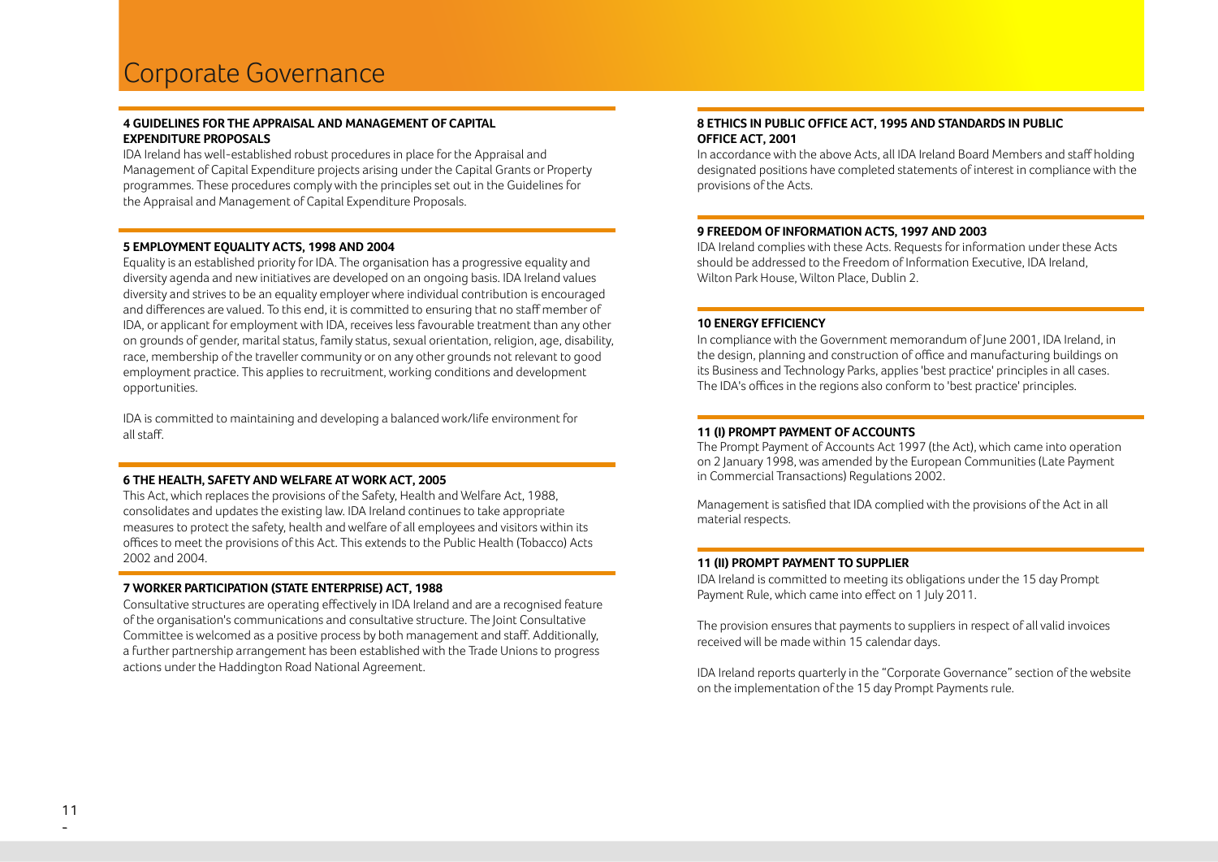# Corporate Governance

### 4 GUIDELINES FOR THE APPRAISAL AND MANAGEMENT OF CAPITAL EXPENDITURE PROPOSALS

IDA Ireland has well-established robust procedures in place for the Appraisal and Management of Capital Expenditure projects arising under the Capital Grants or Property programmes. These procedures comply with the principles set out in the Guidelines for the Appraisal and Management of Capital Expenditure Proposals.

### 5 EMPLOYMENT EQUALITY ACTS, 1998 AND 2004

Equality is an established priority for IDA. The organisation has a progressive equality and diversity agenda and new initiatives are developed on an ongoing basis. IDA Ireland values diversity and strives to be an equality employer where individual contribution is encouraged and differences are valued. To this end, it is committed to ensuring that no staff member of IDA, or applicant for employment with IDA, receives less favourable treatment than any other on grounds of gender, marital status, family status, sexual orientation, religion, age, disability, race, membership of the traveller community or on any other grounds not relevant to good employment practice. This applies to recruitment, working conditions and development opportunities.

IDA is committed to maintaining and developing a balanced work/life environment for all staff.

### 6 THE HEALTH, SAFETY AND WELFARE AT WORK ACT, 2005

This Act, which replaces the provisions of the Safety, Health and Welfare Act, 1988, consolidates and updates the existing law. IDA Ireland continues to take appropriate measures to protect the safety, health and welfare of all employees and visitors within its offices to meet the provisions of this Act. This extends to the Public Health (Tobacco) Acts 2002 and 2004.

### 7 WORKER PARTICIPATION (STATE ENTERPRISE) ACT, 1988

Consultative structures are operating effectively in IDA Ireland and are a recognised feature of the organisation's communications and consultative structure. The Joint Consultative Committee is welcomed as a positive process by both management and staff. Additionally, a further partnership arrangement has been established with the Trade Unions to progress actions under the Haddington Road National Agreement.

### 8 ETHICS IN PUBLIC OFFICE ACT, 1995 AND STANDARDS IN PUBLIC OFFICE ACT, 2001

In accordance with the above Acts, all IDA Ireland Board Members and staff holding designated positions have completed statements of interest in compliance with the provisions of the Acts.

### 9 FREEDOM OF INFORMATION ACTS, 1997 AND 2003

IDA Ireland complies with these Acts. Requests for information under these Acts should be addressed to the Freedom of Information Executive, IDA Ireland, Wilton Park House, Wilton Place, Dublin 2.

### 10 ENERGY EFFICIENCY

In compliance with the Government memorandum of June 2001, IDA Ireland, in the design, planning and construction of office and manufacturing buildings on its Business and Technology Parks, applies 'best practice' principles in all cases. The IDA's offices in the regions also conform to 'best practice' principles.

### 11 (I) PROMPT PAYMENT OF ACCOUNTS

The Prompt Payment of Accounts Act 1997 (the Act), which came into operation on 2 January 1998, was amended by the European Communities (Late Payment in Commercial Transactions) Regulations 2002.

Management is satisfied that IDA complied with the provisions of the Act in all material respects.

### 11 (II) PROMPT PAYMENT TO SUPPLIER

IDA Ireland is committed to meeting its obligations under the 15 day Prompt Payment Rule, which came into effect on 1 July 2011.

The provision ensures that payments to suppliers in respect of all valid invoices received will be made within 15 calendar days.

IDA Ireland reports quarterly in the "Corporate Governance" section of the website on the implementation of the 15 day Prompt Payments rule.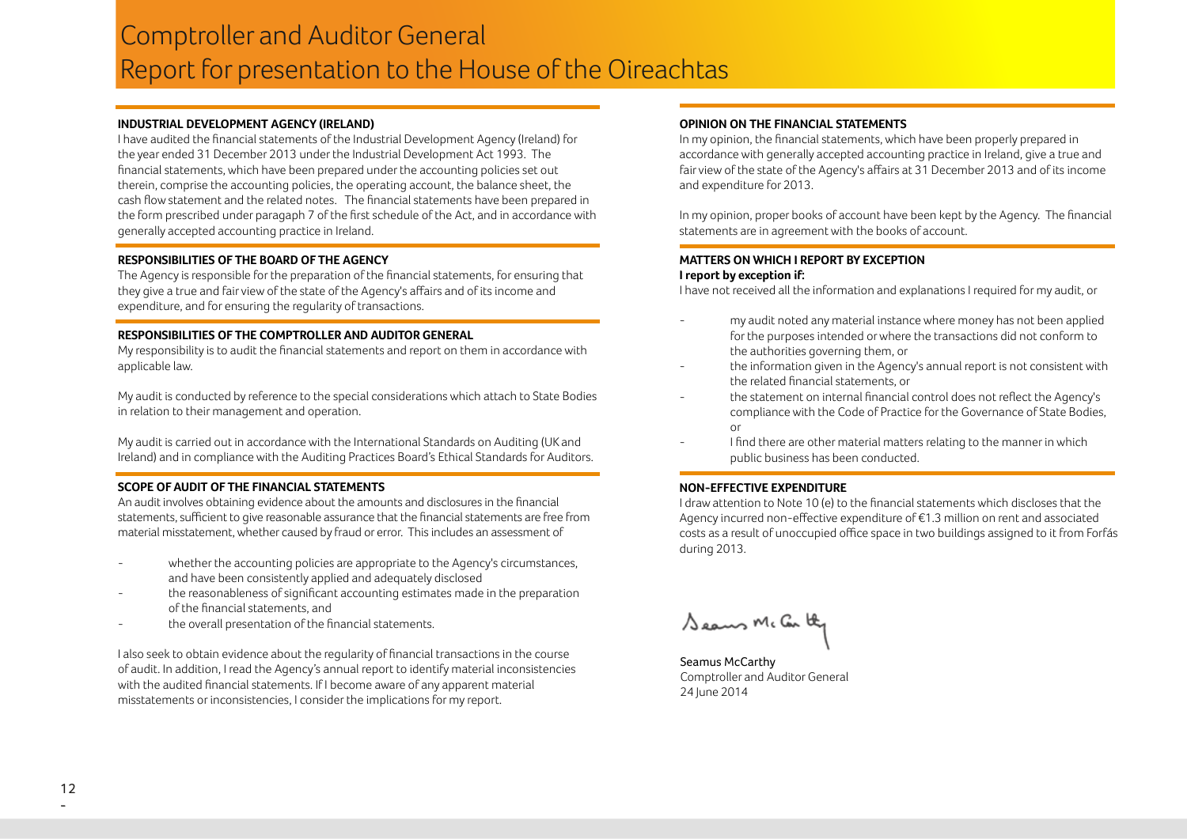# Comptroller and Auditor General
## Report for presentation to the House of the Oireachtas

### INDUSTRIAL DEVELOPMENT AGENCY (IRELAND)

I have audited the financial statements of the Industrial Development Agency (Ireland) for the year ended 31 December 2013 under the Industrial Development Act 1993. The financial statements, which have been prepared under the accounting policies set out therein, comprise the accounting policies, the operating account, the balance sheet, the cash flow statement and the related notes. The financial statements have been prepared in the form prescribed under paragaph 7 of the first schedule of the Act, and in accordance with generally accepted accounting practice in Ireland.

### RESPONSIBILITIES OF THE BOARD OF THE AGENCY

The Agency is responsible for the preparation of the financial statements, for ensuring that they give a true and fair view of the state of the Agency's affairs and of its income and expenditure, and for ensuring the regularity of transactions.

### RESPONSIBILITIES OF THE COMPTROLLER AND AUDITOR GENERAL

My responsibility is to audit the financial statements and report on them in accordance with applicable law.

My audit is conducted by reference to the special considerations which attach to State Bodies in relation to their management and operation.

My audit is carried out in accordance with the International Standards on Auditing (UK and Ireland) and in compliance with the Auditing Practices Board's Ethical Standards for Auditors.

### SCOPE OF AUDIT OF THE FINANCIAL STATEMENTS

An audit involves obtaining evidence about the amounts and disclosures in the financial statements, sufficient to give reasonable assurance that the financial statements are free from material misstatement, whether caused by fraud or error. This includes an assessment of

- whether the accounting policies are appropriate to the Agency's circumstances, and have been consistently applied and adequately disclosed
- the reasonableness of significant accounting estimates made in the preparation of the financial statements, and
- the overall presentation of the financial statements.

I also seek to obtain evidence about the regularity of financial transactions in the course of audit. In addition, I read the Agency's annual report to identify material inconsistencies with the audited financial statements. If I become aware of any apparent material misstatements or inconsistencies, I consider the implications for my report.

### OPINION ON THE FINANCIAL STATEMENTS

In my opinion, the financial statements, which have been properly prepared in accordance with generally accepted accounting practice in Ireland, give a true and fair view of the state of the Agency's affairs at 31 December 2013 and of its income and expenditure for 2013.

In my opinion, proper books of account have been kept by the Agency. The financial statements are in agreement with the books of account.

### MATTERS ON WHICH I REPORT BY EXCEPTION

**I report by exception if:**

I have not received all the information and explanations I required for my audit, or

- my audit noted any material instance where money has not been applied for the purposes intended or where the transactions did not conform to the authorities governing them, or
- the information given in the Agency's annual report is not consistent with the related financial statements, or
- the statement on internal financial control does not reflect the Agency's compliance with the Code of Practice for the Governance of State Bodies, or
- I find there are other material matters relating to the manner in which public business has been conducted.

### NON-EFFECTIVE EXPENDITURE

I draw attention to Note 10 (e) to the financial statements which discloses that the Agency incurred non-effective expenditure of €1.3 million on rent and associated costs as a result of unoccupied office space in two buildings assigned to it from Forfás during 2013.

Seamus McCarthy
Comptroller and Auditor General
24 June 2014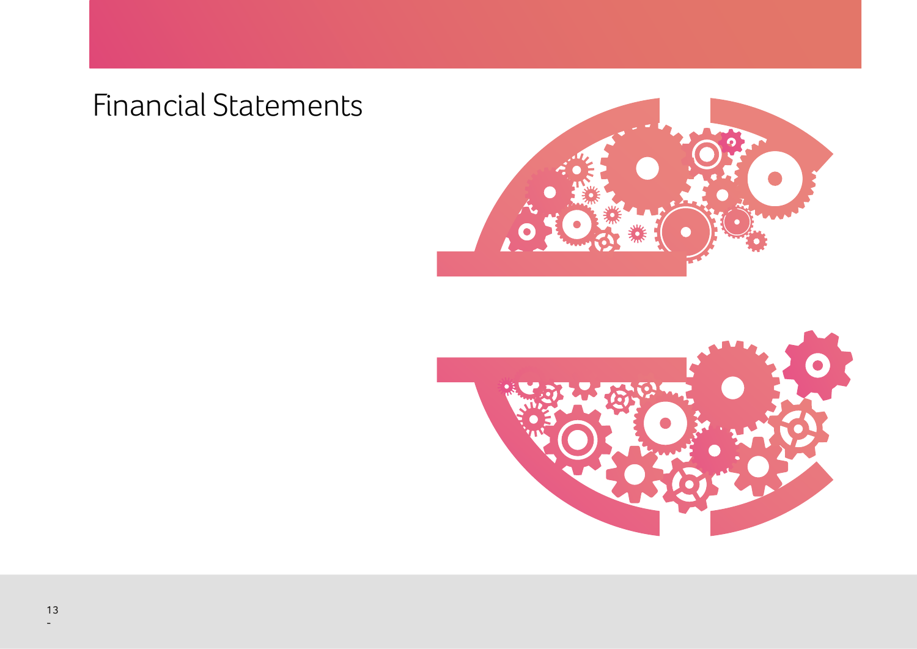# Financial Statements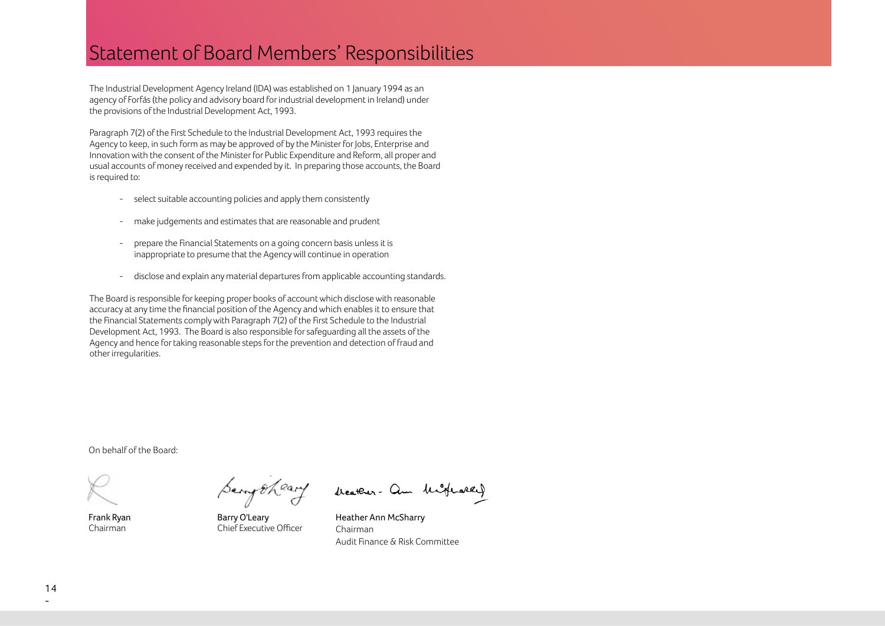# Statement of Board Members' Responsibilities

The Industrial Development Agency Ireland (IDA) was established on 1 January 1994 as an agency of Forfás (the policy and advisory board for industrial development in Ireland) under the provisions of the Industrial Development Act, 1993.

Paragraph 7(2) of the First Schedule to the Industrial Development Act, 1993 requires the Agency to keep, in such form as may be approved of by the Minister for Jobs, Enterprise and Innovation with the consent of the Minister for Public Expenditure and Reform, all proper and usual accounts of money received and expended by it. In preparing those accounts, the Board is required to:

- select suitable accounting policies and apply them consistently
- make judgements and estimates that are reasonable and prudent
- prepare the Financial Statements on a going concern basis unless it is inappropriate to presume that the Agency will continue in operation
- disclose and explain any material departures from applicable accounting standards.

The Board is responsible for keeping proper books of account which disclose with reasonable accuracy at any time the financial position of the Agency and which enables it to ensure that the Financial Statements comply with Paragraph 7(2) of the First Schedule to the Industrial Development Act, 1993. The Board is also responsible for safeguarding all the assets of the Agency and hence for taking reasonable steps for the prevention and detection of fraud and other irregularities.

On behalf of the Board:

**Frank Ryan**
Chairman

**Barry O'Leary**
Chief Executive Officer

**Heather Ann McSharry**
Chairman
Audit Finance & Risk Committee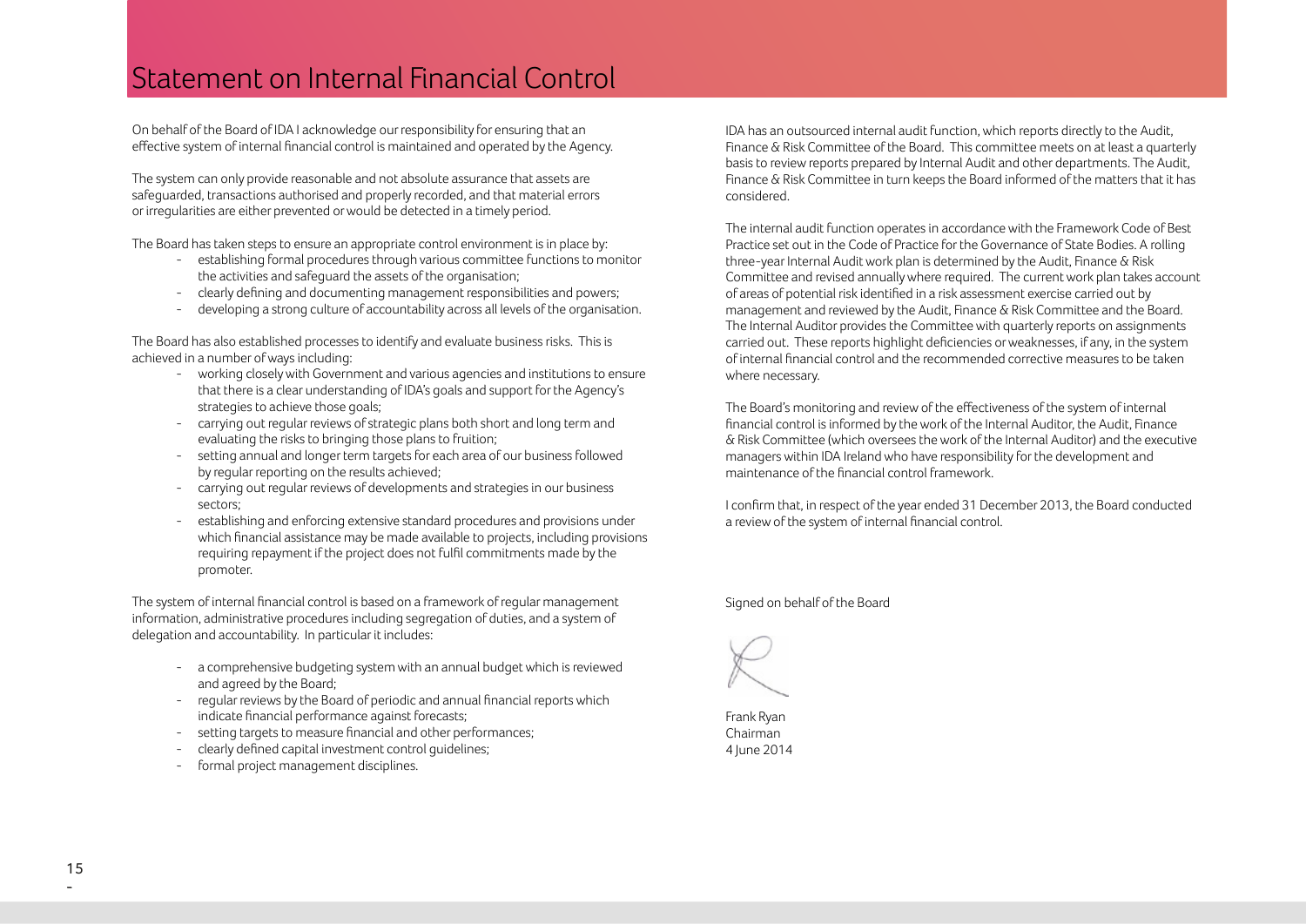# Statement on Internal Financial Control

On behalf of the Board of IDA I acknowledge our responsibility for ensuring that an effective system of internal financial control is maintained and operated by the Agency.

The system can only provide reasonable and not absolute assurance that assets are safeguarded, transactions authorised and properly recorded, and that material errors or irregularities are either prevented or would be detected in a timely period.

The Board has taken steps to ensure an appropriate control environment is in place by:

- establishing formal procedures through various committee functions to monitor the activities and safeguard the assets of the organisation;
- clearly defining and documenting management responsibilities and powers;
- developing a strong culture of accountability across all levels of the organisation.

The Board has also established processes to identify and evaluate business risks. This is achieved in a number of ways including:

- working closely with Government and various agencies and institutions to ensure that there is a clear understanding of IDA's goals and support for the Agency's strategies to achieve those goals;
- carrying out regular reviews of strategic plans both short and long term and evaluating the risks to bringing those plans to fruition;
- setting annual and longer term targets for each area of our business followed by regular reporting on the results achieved;
- carrying out regular reviews of developments and strategies in our business sectors;
- establishing and enforcing extensive standard procedures and provisions under which financial assistance may be made available to projects, including provisions requiring repayment if the project does not fulfil commitments made by the promoter.

The system of internal financial control is based on a framework of regular management information, administrative procedures including segregation of duties, and a system of delegation and accountability. In particular it includes:

- a comprehensive budgeting system with an annual budget which is reviewed and agreed by the Board;
- regular reviews by the Board of periodic and annual financial reports which indicate financial performance against forecasts;
- setting targets to measure financial and other performances;
- clearly defined capital investment control guidelines;
- formal project management disciplines.

IDA has an outsourced internal audit function, which reports directly to the Audit, Finance & Risk Committee of the Board. This committee meets on at least a quarterly basis to review reports prepared by Internal Audit and other departments. The Audit, Finance & Risk Committee in turn keeps the Board informed of the matters that it has considered.

The internal audit function operates in accordance with the Framework Code of Best Practice set out in the Code of Practice for the Governance of State Bodies. A rolling three-year Internal Audit work plan is determined by the Audit, Finance & Risk Committee and revised annually where required. The current work plan takes account of areas of potential risk identified in a risk assessment exercise carried out by management and reviewed by the Audit, Finance & Risk Committee and the Board. The Internal Auditor provides the Committee with quarterly reports on assignments carried out. These reports highlight deficiencies or weaknesses, if any, in the system of internal financial control and the recommended corrective measures to be taken where necessary.

The Board's monitoring and review of the effectiveness of the system of internal financial control is informed by the work of the Internal Auditor, the Audit, Finance & Risk Committee (which oversees the work of the Internal Auditor) and the executive managers within IDA Ireland who have responsibility for the development and maintenance of the financial control framework.

I confirm that, in respect of the year ended 31 December 2013, the Board conducted a review of the system of internal financial control.

Signed on behalf of the Board

Frank Ryan
Chairman
4 June 2014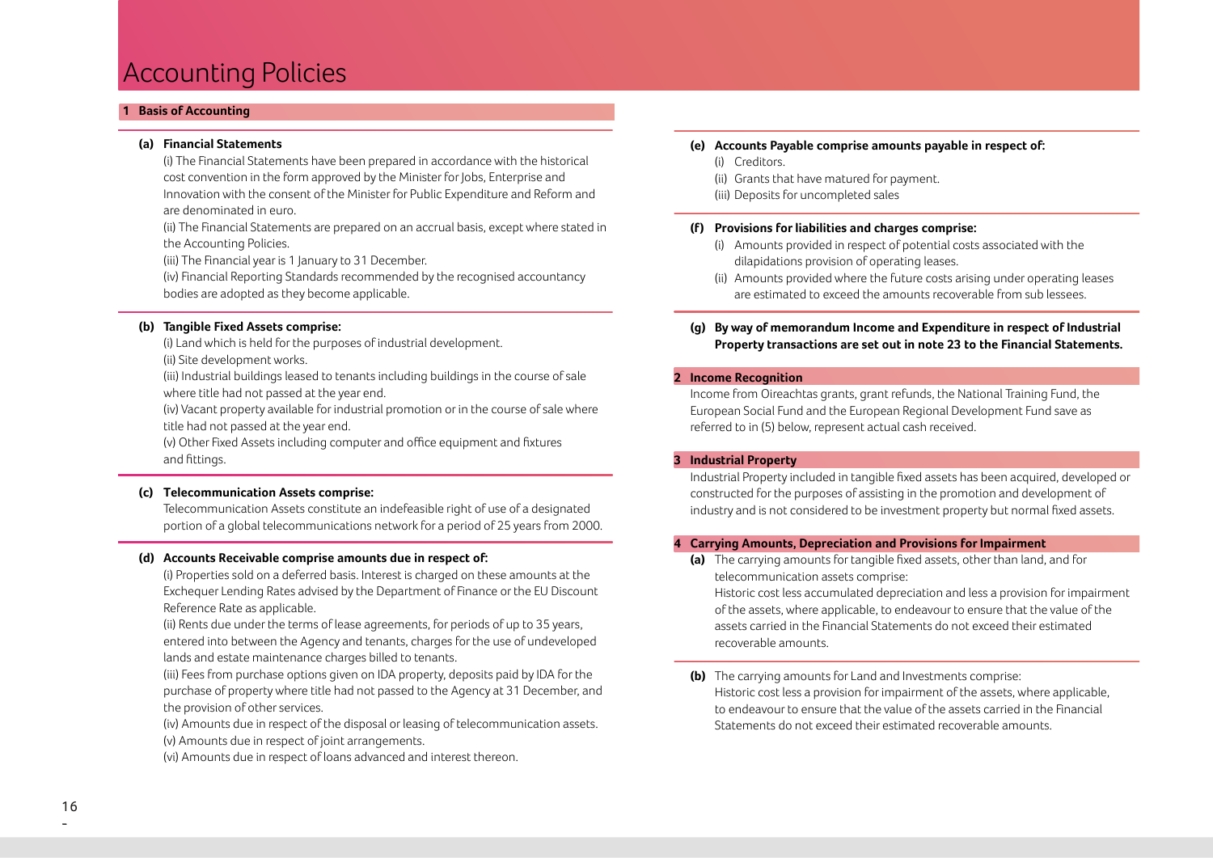# Accounting Policies

## 1 Basis of Accounting

### (a) Financial Statements

(i) The Financial Statements have been prepared in accordance with the historical cost convention in the form approved by the Minister for Jobs, Enterprise and Innovation with the consent of the Minister for Public Expenditure and Reform and are denominated in euro.

(ii) The Financial Statements are prepared on an accrual basis, except where stated in the Accounting Policies.

(iii) The Financial year is 1 January to 31 December.

(iv) Financial Reporting Standards recommended by the recognised accountancy bodies are adopted as they become applicable.

### (b) Tangible Fixed Assets comprise:

(i) Land which is held for the purposes of industrial development.

(ii) Site development works.

(iii) Industrial buildings leased to tenants including buildings in the course of sale where title had not passed at the year end.

(iv) Vacant property available for industrial promotion or in the course of sale where title had not passed at the year end.

(v) Other Fixed Assets including computer and office equipment and fixtures and fittings.

### (c) Telecommunication Assets comprise:

Telecommunication Assets constitute an indefeasible right of use of a designated portion of a global telecommunications network for a period of 25 years from 2000.

### (d) Accounts Receivable comprise amounts due in respect of:

(i) Properties sold on a deferred basis. Interest is charged on these amounts at the Exchequer Lending Rates advised by the Department of Finance or the EU Discount Reference Rate as applicable.

(ii) Rents due under the terms of lease agreements, for periods of up to 35 years, entered into between the Agency and tenants, charges for the use of undeveloped lands and estate maintenance charges billed to tenants.

(iii) Fees from purchase options given on IDA property, deposits paid by IDA for the purchase of property where title had not passed to the Agency at 31 December, and the provision of other services.

(iv) Amounts due in respect of the disposal or leasing of telecommunication assets.

(v) Amounts due in respect of joint arrangements.

(vi) Amounts due in respect of loans advanced and interest thereon.

### (e) Accounts Payable comprise amounts payable in respect of:

(i) Creditors.

(ii) Grants that have matured for payment.

(iii) Deposits for uncompleted sales

### (f) Provisions for liabilities and charges comprise:

(i) Amounts provided in respect of potential costs associated with the dilapidations provision of operating leases.

(ii) Amounts provided where the future costs arising under operating leases are estimated to exceed the amounts recoverable from sub lessees.

### (g) By way of memorandum Income and Expenditure in respect of Industrial Property transactions are set out in note 23 to the Financial Statements.

## 2 Income Recognition

Income from Oireachtas grants, grant refunds, the National Training Fund, the European Social Fund and the European Regional Development Fund save as referred to in (5) below, represent actual cash received.

## 3 Industrial Property

Industrial Property included in tangible fixed assets has been acquired, developed or constructed for the purposes of assisting in the promotion and development of industry and is not considered to be investment property but normal fixed assets.

## 4 Carrying Amounts, Depreciation and Provisions for Impairment

**(a)** The carrying amounts for tangible fixed assets, other than land, and for telecommunication assets comprise:
Historic cost less accumulated depreciation and less a provision for impairment of the assets, where applicable, to endeavour to ensure that the value of the assets carried in the Financial Statements do not exceed their estimated recoverable amounts.

**(b)** The carrying amounts for Land and Investments comprise:
Historic cost less a provision for impairment of the assets, where applicable, to endeavour to ensure that the value of the assets carried in the Financial Statements do not exceed their estimated recoverable amounts.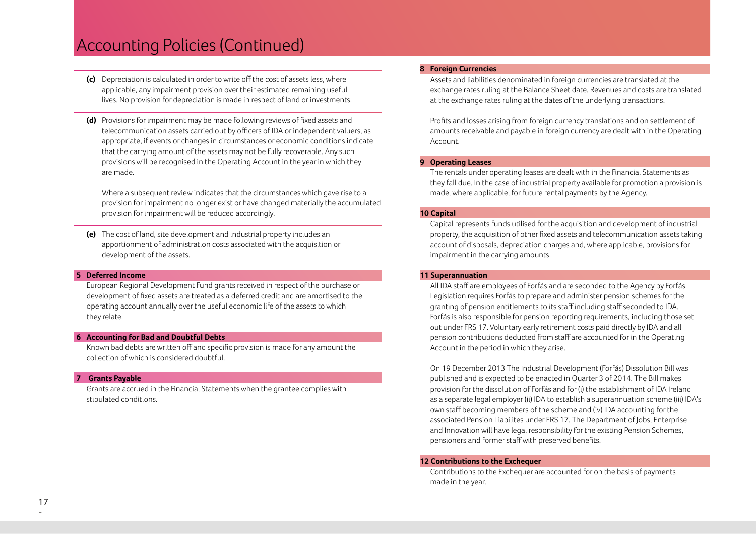# Accounting Policies (Continued)

**(c)** Depreciation is calculated in order to write off the cost of assets less, where applicable, any impairment provision over their estimated remaining useful lives. No provision for depreciation is made in respect of land or investments.

**(d)** Provisions for impairment may be made following reviews of fixed assets and telecommunication assets carried out by officers of IDA or independent valuers, as appropriate, if events or changes in circumstances or economic conditions indicate that the carrying amount of the assets may not be fully recoverable. Any such provisions will be recognised in the Operating Account in the year in which they are made.

Where a subsequent review indicates that the circumstances which gave rise to a provision for impairment no longer exist or have changed materially the accumulated provision for impairment will be reduced accordingly.

**(e)** The cost of land, site development and industrial property includes an apportionment of administration costs associated with the acquisition or development of the assets.

## 5 Deferred Income

European Regional Development Fund grants received in respect of the purchase or development of fixed assets are treated as a deferred credit and are amortised to the operating account annually over the useful economic life of the assets to which they relate.

## 6 Accounting for Bad and Doubtful Debts

Known bad debts are written off and specific provision is made for any amount the collection of which is considered doubtful.

## 7 Grants Payable

Grants are accrued in the Financial Statements when the grantee complies with stipulated conditions.

## 8 Foreign Currencies

Assets and liabilities denominated in foreign currencies are translated at the exchange rates ruling at the Balance Sheet date. Revenues and costs are translated at the exchange rates ruling at the dates of the underlying transactions.

Profits and losses arising from foreign currency translations and on settlement of amounts receivable and payable in foreign currency are dealt with in the Operating Account.

## 9 Operating Leases

The rentals under operating leases are dealt with in the Financial Statements as they fall due. In the case of industrial property available for promotion a provision is made, where applicable, for future rental payments by the Agency.

## 10 Capital

Capital represents funds utilised for the acquisition and development of industrial property, the acquisition of other fixed assets and telecommunication assets taking account of disposals, depreciation charges and, where applicable, provisions for impairment in the carrying amounts.

## 11 Superannuation

All IDA staff are employees of Forfás and are seconded to the Agency by Forfás. Legislation requires Forfás to prepare and administer pension schemes for the granting of pension entitlements to its staff including staff seconded to IDA. Forfás is also responsible for pension reporting requirements, including those set out under FRS 17. Voluntary early retirement costs paid directly by IDA and all pension contributions deducted from staff are accounted for in the Operating Account in the period in which they arise.

On 19 December 2013 The Industrial Development (Forfás) Dissolution Bill was published and is expected to be enacted in Quarter 3 of 2014. The Bill makes provision for the dissolution of Forfás and for (i) the establishment of IDA Ireland as a separate legal employer (ii) IDA to establish a superannuation scheme (iii) IDA's own staff becoming members of the scheme and (iv) IDA accounting for the associated Pension Liabilites under FRS 17. The Department of Jobs, Enterprise and Innovation will have legal responsibility for the existing Pension Schemes, pensioners and former staff with preserved benefits.

## 12 Contributions to the Exchequer

Contributions to the Exchequer are accounted for on the basis of payments made in the year.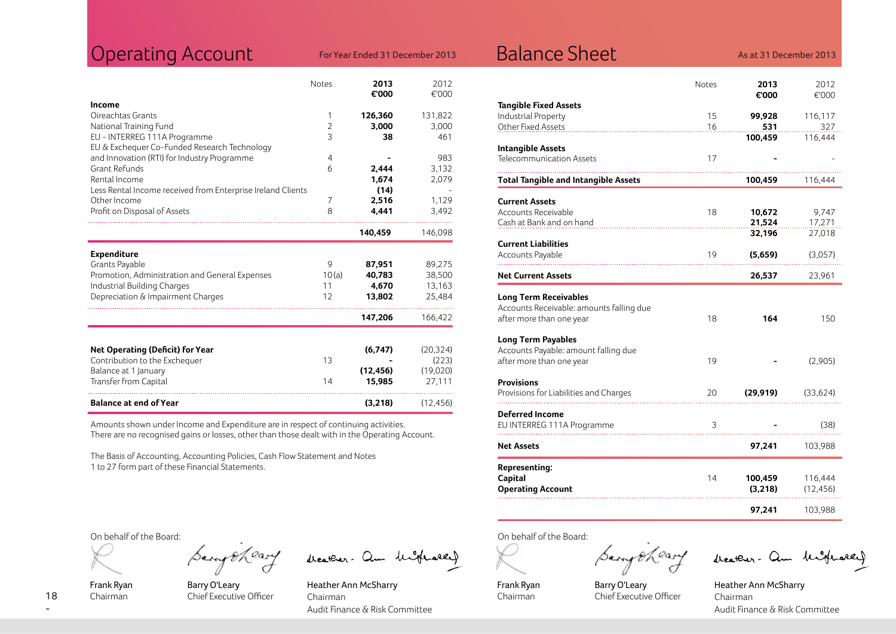## Operating Account

For Year Ended 31 December 2013

| | Notes | 2013 €'000 | 2012 €'000 |
|---|---|---|---|
| **Income** | | | |
| Oireachtas Grants | 1 | **126,360** | 131,822 |
| National Training Fund | 2 | **3,000** | 3,000 |
| EU - INTERREG 111A Programme | 3 | **38** | 461 |
| EU & Exchequer Co-Funded Research Technology and Innovation (RTI) for Industry Programme | 4 | **-** | 983 |
| Grant Refunds | 6 | **2,444** | 3,132 |
| Rental Income | | **1,674** | 2,079 |
| Less Rental Income received from Enterprise Ireland Clients | | **(14)** | - |
| Other Income | 7 | **2,516** | 1,129 |
| Profit on Disposal of Assets | 8 | **4,441** | 3,492 |
| | | **140,459** | 146,098 |
| **Expenditure** | | | |
| Grants Payable | 9 | **87,951** | 89,275 |
| Promotion, Administration and General Expenses | 10(a) | **40,783** | 38,500 |
| Industrial Building Charges | 11 | **4,670** | 13,163 |
| Depreciation & Impairment Charges | 12 | **13,802** | 25,484 |
| | | **147,206** | 166,422 |
| **Net Operating (Deficit) for Year** | | **(6,747)** | (20,324) |
| Contribution to the Exchequer | 13 | **-** | (223) |
| Balance at 1 January | | **(12,456)** | (19,020) |
| Transfer from Capital | 14 | **15,985** | 27,111 |
| **Balance at end of Year** | | **(3,218)** | (12,456) |

Amounts shown under Income and Expenditure are in respect of continuing activities.
There are no recognised gains or losses, other than those dealt with in the Operating Account.

The Basis of Accounting, Accounting Policies, Cash Flow Statement and Notes 1 to 27 form part of these Financial Statements.

On behalf of the Board:

| Frank Ryan | Barry O'Leary | Heather Ann McSharry |
|---|---|---|
| Chairman | Chief Executive Officer | Chairman Audit Finance & Risk Committee |

## Balance Sheet

As at 31 December 2013

| | Notes | 2013 €'000 | 2012 €'000 |
|---|---|---|---|
| **Tangible Fixed Assets** | | | |
| Industrial Property | 15 | **99,928** | 116,117 |
| Other Fixed Assets | 16 | **531** | 327 |
| | | **100,459** | 116,444 |
| **Intangible Assets** | | | |
| Telecommunication Assets | 17 | **-** | - |
| **Total Tangible and Intangible Assets** | | **100,459** | 116,444 |
| **Current Assets** | | | |
| Accounts Receivable | 18 | **10,672** | 9,747 |
| Cash at Bank and on hand | | **21,524** | 17,271 |
| | | **32,196** | 27,018 |
| **Current Liabilities** | | | |
| Accounts Payable | 19 | **(5,659)** | (3,057) |
| **Net Current Assets** | | **26,537** | 23,961 |
| **Long Term Receivables** | | | |
| Accounts Receivable: amounts falling due after more than one year | 18 | **164** | 150 |
| **Long Term Payables** | | | |
| Accounts Payable: amount falling due after more than one year | 19 | **-** | (2,905) |
| **Provisions** | | | |
| Provisions for Liabilities and Charges | 20 | **(29,919)** | (33,624) |
| **Deferred Income** | | | |
| EU INTERREG 111A Programme | 3 | **-** | (38) |
| **Net Assets** | | **97,241** | 103,988 |
| **Representing:** | | | |
| **Capital** | 14 | **100,459** | 116,444 |
| **Operating Account** | | **(3,218)** | (12,456) |
| | | **97,241** | 103,988 |

On behalf of the Board:

| Frank Ryan | Barry O'Leary | Heather Ann McSharry |
|---|---|---|
| Chairman | Chief Executive Officer | Chairman Audit Finance & Risk Committee |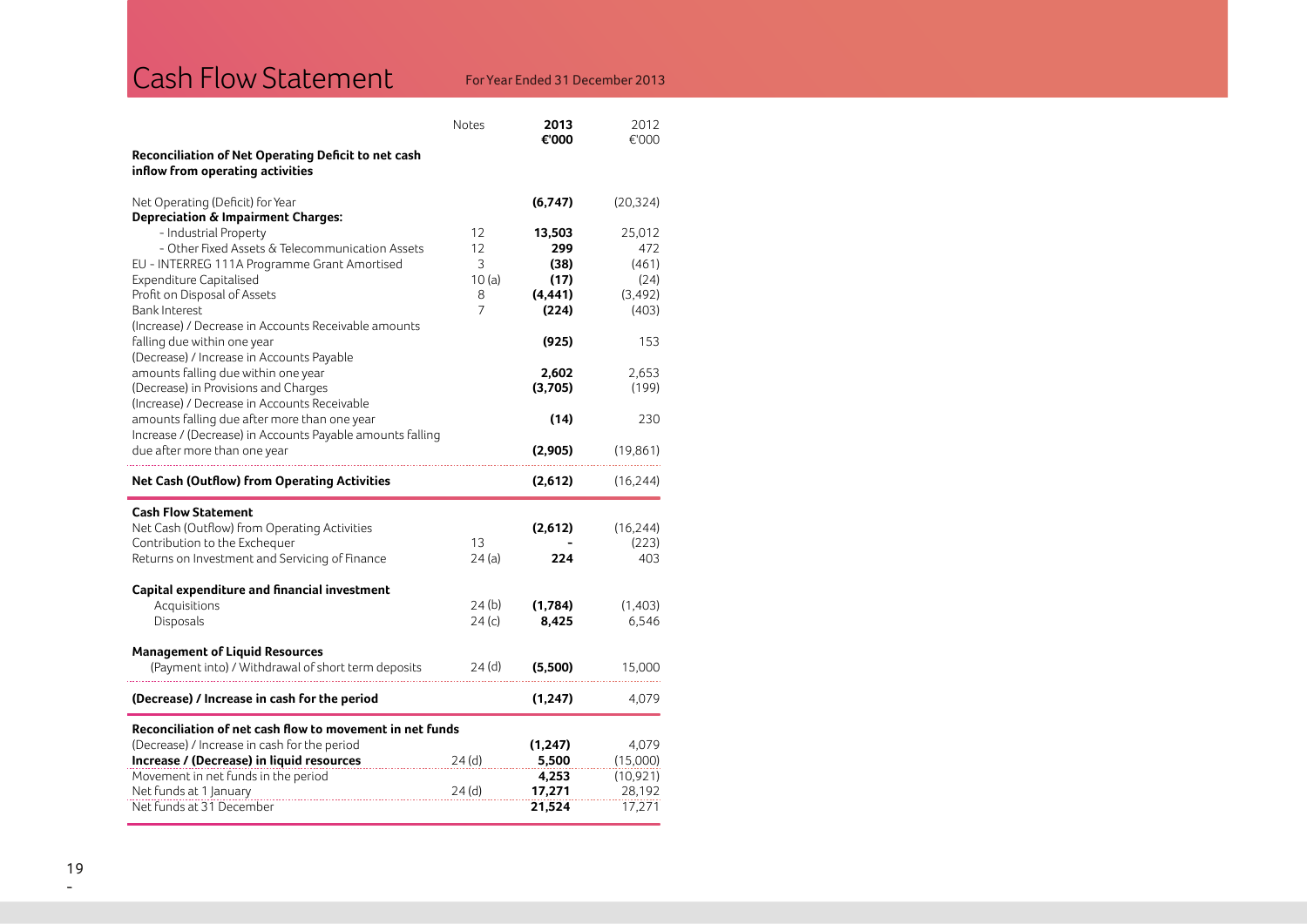# Cash Flow Statement

For Year Ended 31 December 2013

| | Notes | 2013 €'000 | 2012 €'000 |
|---|---|---|---|
| **Reconciliation of Net Operating Deficit to net cash inflow from operating activities** | | | |
| Net Operating (Deficit) for Year | | **(6,747)** | (20,324) |
| **Depreciation & Impairment Charges:** | | | |
| - Industrial Property | 12 | **13,503** | 25,012 |
| - Other Fixed Assets & Telecommunication Assets | 12 | **299** | 472 |
| EU - INTERREG 111A Programme Grant Amortised | 3 | **(38)** | (461) |
| Expenditure Capitalised | 10 (a) | **(17)** | (24) |
| Profit on Disposal of Assets | 8 | **(4,441)** | (3,492) |
| Bank Interest | 7 | **(224)** | (403) |
| (Increase) / Decrease in Accounts Receivable amounts falling due within one year | | **(925)** | 153 |
| (Decrease) / Increase in Accounts Payable amounts falling due within one year | | **2,602** | 2,653 |
| (Decrease) in Provisions and Charges | | **(3,705)** | (199) |
| (Increase) / Decrease in Accounts Receivable amounts falling due after more than one year | | **(14)** | 230 |
| Increase / (Decrease) in Accounts Payable amounts falling due after more than one year | | **(2,905)** | (19,861) |
| **Net Cash (Outflow) from Operating Activities** | | **(2,612)** | (16,244) |
| **Cash Flow Statement** | | | |
| Net Cash (Outflow) from Operating Activities | | **(2,612)** | (16,244) |
| Contribution to the Exchequer | 13 | **-** | (223) |
| Returns on Investment and Servicing of Finance | 24 (a) | **224** | 403 |
| **Capital expenditure and financial investment** | | | |
| Acquisitions | 24 (b) | **(1,784)** | (1,403) |
| Disposals | 24 (c) | **8,425** | 6,546 |
| **Management of Liquid Resources** | | | |
| (Payment into) / Withdrawal of short term deposits | 24 (d) | **(5,500)** | 15,000 |
| **(Decrease) / Increase in cash for the period** | | **(1,247)** | 4,079 |
| **Reconciliation of net cash flow to movement in net funds** | | | |
| (Decrease) / Increase in cash for the period | | **(1,247)** | 4,079 |
| **Increase / (Decrease) in liquid resources** | 24 (d) | **5,500** | (15,000) |
| Movement in net funds in the period | | **4,253** | (10,921) |
| Net funds at 1 January | 24 (d) | **17,271** | 28,192 |
| Net funds at 31 December | | **21,524** | 17,271 |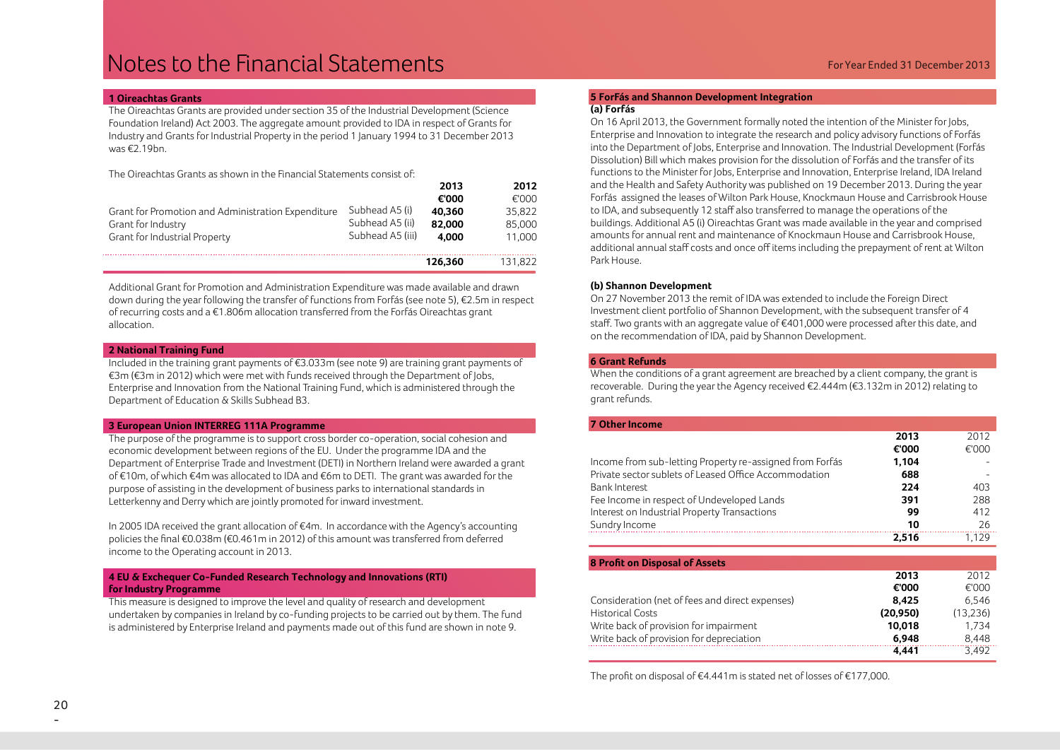# Notes to the Financial Statements

For Year Ended 31 December 2013

## 1 Oireachtas Grants

The Oireachtas Grants are provided under section 35 of the Industrial Development (Science Foundation Ireland) Act 2003. The aggregate amount provided to IDA in respect of Grants for Industry and Grants for Industrial Property in the period 1 January 1994 to 31 December 2013 was €2.19bn.

The Oireachtas Grants as shown in the Financial Statements consist of:

| | | 2013 | 2012 |
|---|---|---|---|
| | | €'000 | €'000 |
| Grant for Promotion and Administration Expenditure | Subhead A5 (i) | **40,360** | 35,822 |
| Grant for Industry | Subhead A5 (ii) | **82,000** | 85,000 |
| Grant for Industrial Property | Subhead A5 (iii) | **4,000** | 11,000 |
| | | **126,360** | 131,822 |

Additional Grant for Promotion and Administration Expenditure was made available and drawn down during the year following the transfer of functions from Forfás (see note 5), €2.5m in respect of recurring costs and a €1.806m allocation transferred from the Forfás Oireachtas grant allocation.

## 2 National Training Fund

Included in the training grant payments of €3.033m (see note 9) are training grant payments of €3m (€3m in 2012) which were met with funds received through the Department of Jobs, Enterprise and Innovation from the National Training Fund, which is administered through the Department of Education & Skills Subhead B3.

## 3 European Union INTERREG 111A Programme

The purpose of the programme is to support cross border co-operation, social cohesion and economic development between regions of the EU. Under the programme IDA and the Department of Enterprise Trade and Investment (DETI) in Northern Ireland were awarded a grant of €10m, of which €4m was allocated to IDA and €6m to DETI. The grant was awarded for the purpose of assisting in the development of business parks to international standards in Letterkenny and Derry which are jointly promoted for inward investment.

In 2005 IDA received the grant allocation of €4m. In accordance with the Agency's accounting policies the final €0.038m (€0.461m in 2012) of this amount was transferred from deferred income to the Operating account in 2013.

## 4 EU & Exchequer Co-Funded Research Technology and Innovations (RTI) for Industry Programme

This measure is designed to improve the level and quality of research and development undertaken by companies in Ireland by co-funding projects to be carried out by them. The fund is administered by Enterprise Ireland and payments made out of this fund are shown in note 9.

## 5 ForFás and Shannon Development Integration

### (a) Forfás

On 16 April 2013, the Government formally noted the intention of the Minister for Jobs, Enterprise and Innovation to integrate the research and policy advisory functions of Forfás into the Department of Jobs, Enterprise and Innovation. The Industrial Development (Forfás Dissolution) Bill which makes provision for the dissolution of Forfás and the transfer of its functions to the Minister for Jobs, Enterprise and Innovation, Enterprise Ireland, IDA Ireland and the Health and Safety Authority was published on 19 December 2013. During the year Forfás assigned the leases of Wilton Park House, Knockmaun House and Carrisbrook House to IDA, and subsequently 12 staff also transferred to manage the operations of the buildings. Additional A5 (i) Oireachtas Grant was made available in the year and comprised amounts for annual rent and maintenance of Knockmaun House and Carrisbrook House, additional annual staff costs and once off items including the prepayment of rent at Wilton Park House.

### (b) Shannon Development

On 27 November 2013 the remit of IDA was extended to include the Foreign Direct Investment client portfolio of Shannon Development, with the subsequent transfer of 4 staff. Two grants with an aggregate value of €401,000 were processed after this date, and on the recommendation of IDA, paid by Shannon Development.

## 6 Grant Refunds

When the conditions of a grant agreement are breached by a client company, the grant is recoverable. During the year the Agency received €2.444m (€3.132m in 2012) relating to grant refunds.

## 7 Other Income

| | 2013 | 2012 |
|---|---|---|
| | €'000 | €'000 |
| Income from sub-letting Property re-assigned from Forfás | **1,104** | - |
| Private sector sublets of Leased Office Accommodation | **688** | - |
| Bank Interest | **224** | 403 |
| Fee Income in respect of Undeveloped Lands | **391** | 288 |
| Interest on Industrial Property Transactions | **99** | 412 |
| Sundry Income | **10** | 26 |
| | **2,516** | 1,129 |

## 8 Profit on Disposal of Assets

| | 2013 | 2012 |
|---|---|---|
| | €'000 | €'000 |
| Consideration (net of fees and direct expenses) | **8,425** | 6,546 |
| Historical Costs | **(20,950)** | (13,236) |
| Write back of provision for impairment | **10,018** | 1,734 |
| Write back of provision for depreciation | **6,948** | 8,448 |
| | **4,441** | 3,492 |

The profit on disposal of €4.441m is stated net of losses of €177,000.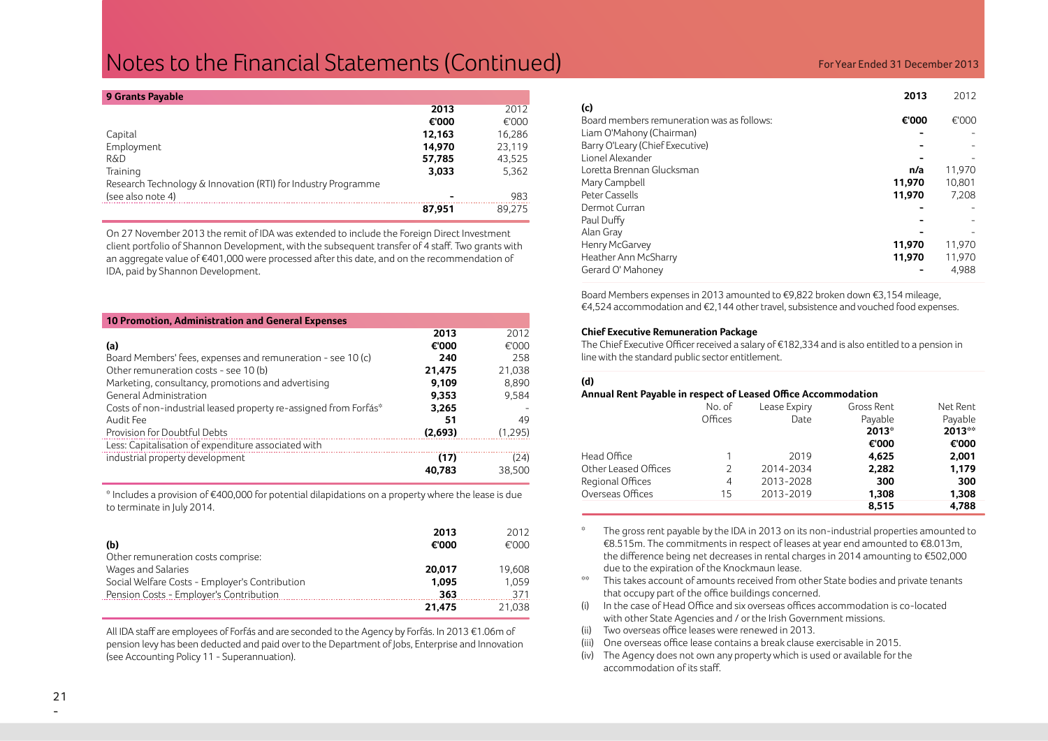# Notes to the Financial Statements (Continued)

## 9 Grants Payable

| | 2013 | 2012 |
|---|---|---|
| | €'000 | €'000 |
| Capital | **12,163** | 16,286 |
| Employment | **14,970** | 23,119 |
| R&D | **57,785** | 43,525 |
| Training | **3,033** | 5,362 |
| Research Technology & Innovation (RTI) for Industry Programme (see also note 4) | **-** | 983 |
| | **87,951** | 89,275 |

On 27 November 2013 the remit of IDA was extended to include the Foreign Direct Investment client portfolio of Shannon Development, with the subsequent transfer of 4 staff. Two grants with an aggregate value of €401,000 were processed after this date, and on the recommendation of IDA, paid by Shannon Development.

## 10 Promotion, Administration and General Expenses

| | 2013 | 2012 |
|---|---|---|
| **(a)** | €'000 | €'000 |
| Board Members' fees, expenses and remuneration - see 10 (c) | **240** | 258 |
| Other remuneration costs - see 10 (b) | **21,475** | 21,038 |
| Marketing, consultancy, promotions and advertising | **9,109** | 8,890 |
| General Administration | **9,353** | 9,584 |
| Costs of non-industrial leased property re-assigned from Forfás* | **3,265** | - |
| Audit Fee | **51** | 49 |
| Provision for Doubtful Debts | **(2,693)** | (1,295) |
| Less: Capitalisation of expenditure associated with industrial property development | **(17)** | (24) |
| | **40,783** | 38,500 |

* Includes a provision of €400,000 for potential dilapidations on a property where the lease is due to terminate in July 2014.

| | 2013 | 2012 |
|---|---|---|
| **(b)** | €'000 | €'000 |
| Other remuneration costs comprise: | | |
| Wages and Salaries | **20,017** | 19,608 |
| Social Welfare Costs - Employer's Contribution | **1,095** | 1,059 |
| Pension Costs - Employer's Contribution | **363** | 371 |
| | **21,475** | 21,038 |

All IDA staff are employees of Forfás and are seconded to the Agency by Forfás. In 2013 €1.06m of pension levy has been deducted and paid over to the Department of Jobs, Enterprise and Innovation (see Accounting Policy 11 - Superannuation).

| | 2013 | 2012 |
|---|---|---|
| **(c)** | | |
| Board members remuneration was as follows: | €'000 | €'000 |
| Liam O'Mahony (Chairman) | **-** | - |
| Barry O'Leary (Chief Executive) | **-** | - |
| Lionel Alexander | **-** | - |
| Loretta Brennan Glucksman | **n/a** | 11,970 |
| Mary Campbell | **11,970** | 10,801 |
| Peter Cassells | **11,970** | 7,208 |
| Dermot Curran | **-** | - |
| Paul Duffy | **-** | - |
| Alan Gray | **-** | - |
| Henry McGarvey | **11,970** | 11,970 |
| Heather Ann McSharry | **11,970** | 11,970 |
| Gerard O' Mahoney | **-** | 4,988 |

Board Members expenses in 2013 amounted to €9,822 broken down €3,154 mileage, €4,524 accommodation and €2,144 other travel, subsistence and vouched food expenses.

**Chief Executive Remuneration Package**

The Chief Executive Officer received a salary of €182,334 and is also entitled to a pension in line with the standard public sector entitlement.

**(d)**

**Annual Rent Payable in respect of Leased Office Accommodation**

| | No. of Offices | Lease Expiry Date | Gross Rent Payable 2013* | Net Rent Payable 2013** |
|---|---|---|---|---|
| | | | €'000 | €'000 |
| Head Office | 1 | 2019 | **4,625** | **2,001** |
| Other Leased Offices | 2 | 2014-2034 | **2,282** | **1,179** |
| Regional Offices | 4 | 2013-2028 | **300** | **300** |
| Overseas Offices | 15 | 2013-2019 | **1,308** | **1,308** |
| | | | **8,515** | **4,788** |

\* The gross rent payable by the IDA in 2013 on its non-industrial properties amounted to €8.515m. The commitments in respect of leases at year end amounted to €8.013m, the difference being net decreases in rental charges in 2014 amounting to €502,000 due to the expiration of the Knockmaun lease.

\*\* This takes account of amounts received from other State bodies and private tenants that occupy part of the office buildings concerned.

(i) In the case of Head Office and six overseas offices accommodation is co-located with other State Agencies and / or the Irish Government missions.

(ii) Two overseas office leases were renewed in 2013.

(iii) One overseas office lease contains a break clause exercisable in 2015.

(iv) The Agency does not own any property which is used or available for the accommodation of its staff.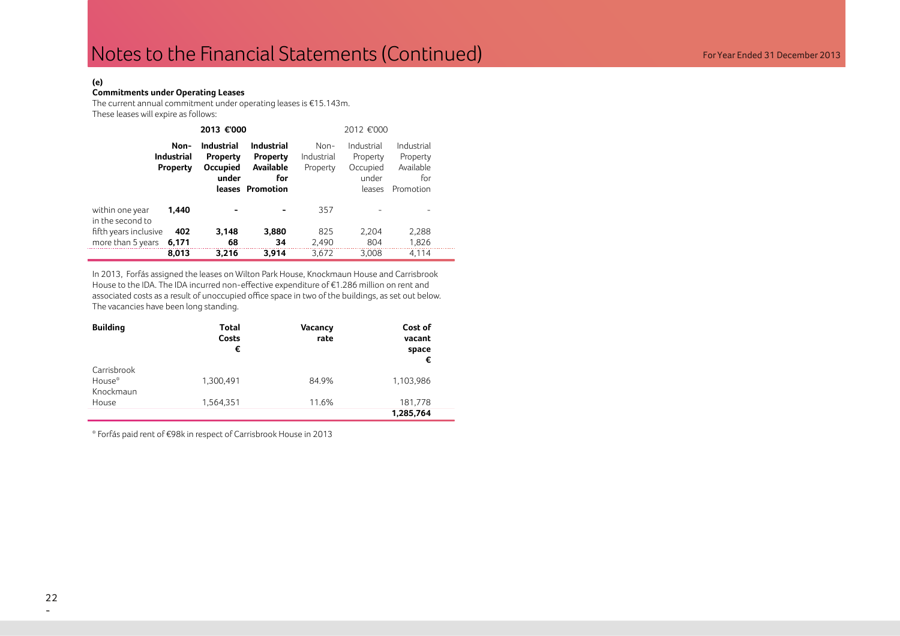# Notes to the Financial Statements (Continued)

**(e)**

**Commitments under Operating Leases**

The current annual commitment under operating leases is €15.143m.
These leases will expire as follows:

| | **2013 €'000** | | | 2012 €'000 | | |
|---|---|---|---|---|---|---|
| | **Non-Industrial Property** | **Industrial Property Occupied under leases** | **Industrial Property Available for Promotion** | Non-Industrial Property | Industrial Property Occupied under leases | Industrial Property Available for Promotion |
| within one year | **1,440** | **-** | **-** | 357 | - | - |
| in the second to fifth years inclusive | **402** | **3,148** | **3,880** | 825 | 2,204 | 2,288 |
| more than 5 years | **6,171** | **68** | **34** | 2,490 | 804 | 1,826 |
| | **8,013** | **3,216** | **3,914** | 3,672 | 3,008 | 4,114 |

In 2013, Forfás assigned the leases on Wilton Park House, Knockmaun House and Carrisbrook House to the IDA. The IDA incurred non-effective expenditure of €1.286 million on rent and associated costs as a result of unoccupied office space in two of the buildings, as set out below. The vacancies have been long standing.

| **Building** | **Total Costs €** | **Vacancy rate** | **Cost of vacant space €** |
|---|---|---|---|
| Carrisbrook House* | 1,300,491 | 84.9% | 1,103,986 |
| Knockmaun House | 1,564,351 | 11.6% | 181,778 |
| | | | **1,285,764** |

\* Forfás paid rent of €98k in respect of Carrisbrook House in 2013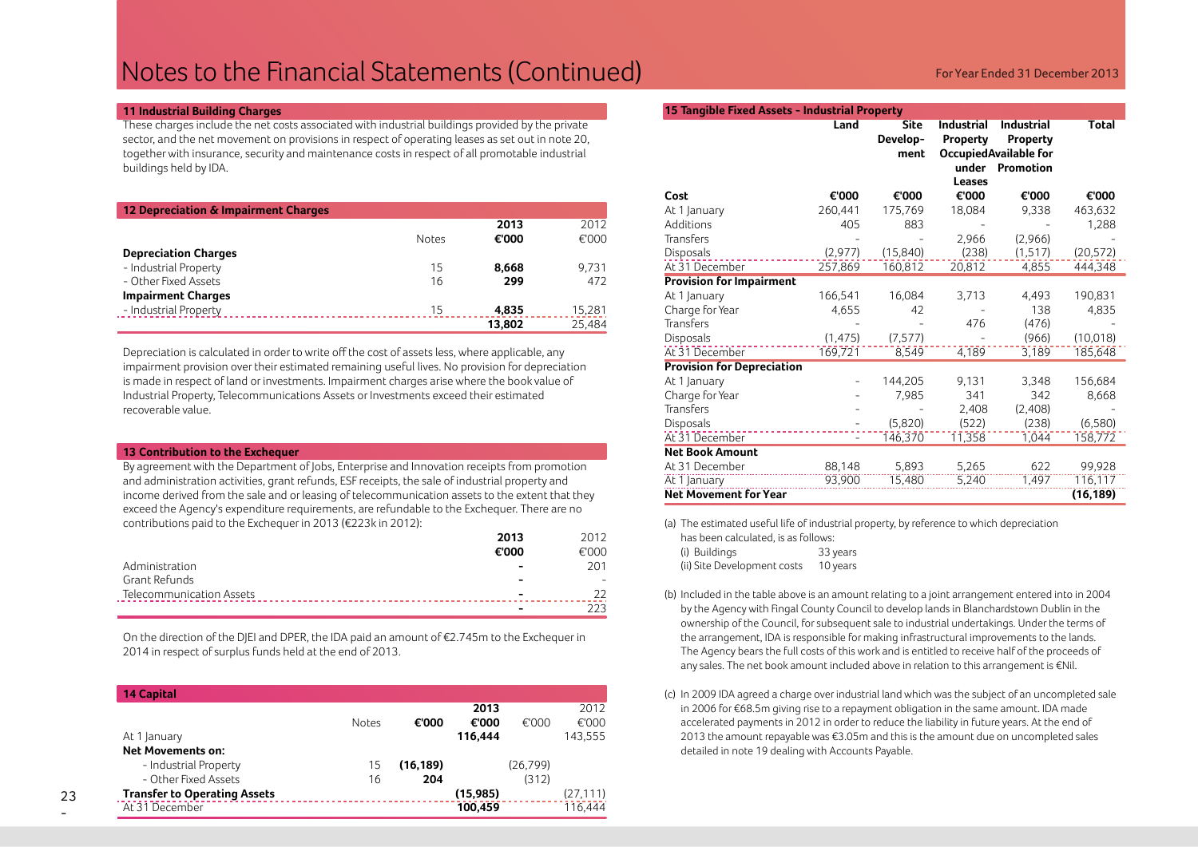# Notes to the Financial Statements (Continued)

### 11 Industrial Building Charges

These charges include the net costs associated with industrial buildings provided by the private sector, and the net movement on provisions in respect of operating leases as set out in note 20, together with insurance, security and maintenance costs in respect of all promotable industrial buildings held by IDA.

### 12 Depreciation & Impairment Charges

| | Notes | 2013 €'000 | 2012 €'000 |
|---|---|---|---|
| **Depreciation Charges** | | | |
| - Industrial Property | 15 | **8,668** | 9,731 |
| - Other Fixed Assets | 16 | **299** | 472 |
| **Impairment Charges** | | | |
| - Industrial Property | 15 | **4,835** | 15,281 |
| | | **13,802** | 25,484 |

Depreciation is calculated in order to write off the cost of assets less, where applicable, any impairment provision over their estimated remaining useful lives. No provision for depreciation is made in respect of land or investments. Impairment charges arise where the book value of Industrial Property, Telecommunications Assets or Investments exceed their estimated recoverable value.

### 13 Contribution to the Exchequer

By agreement with the Department of Jobs, Enterprise and Innovation receipts from promotion and administration activities, grant refunds, ESF receipts, the sale of industrial property and income derived from the sale and or leasing of telecommunication assets to the extent that they exceed the Agency's expenditure requirements, are refundable to the Exchequer. There are no contributions paid to the Exchequer in 2013 (€223k in 2012):

| | 2013 €'000 | 2012 €'000 |
|---|---|---|
| Administration | - | 201 |
| Grant Refunds | - | - |
| Telecommunication Assets | - | 22 |
| | - | 223 |

On the direction of the DJEI and DPER, the IDA paid an amount of €2.745m to the Exchequer in 2014 in respect of surplus funds held at the end of 2013.

### 14 Capital

| | Notes | €'000 | 2013 €'000 | €'000 | 2012 €'000 |
|---|---|---|---|---|---|
| At 1 January | | | **116,444** | | 143,555 |
| **Net Movements on:** | | | | | |
| - Industrial Property | 15 | **(16,189)** | | (26,799) | |
| - Other Fixed Assets | 16 | **204** | | (312) | |
| **Transfer to Operating Assets** | | | **(15,985)** | | (27,111) |
| At 31 December | | | **100,459** | | 116,444 |

### 15 Tangible Fixed Assets - Industrial Property

| | Land | Site Develop-ment | Industrial Property Occupied under Leases | Industrial Property Available for Promotion | Total |
|---|---|---|---|---|---|
| **Cost** | **€'000** | **€'000** | **€'000** | **€'000** | **€'000** |
| At 1 January | 260,441 | 175,769 | 18,084 | 9,338 | 463,632 |
| Additions | 405 | 883 | - | - | 1,288 |
| Transfers | - | - | 2,966 | (2,966) | - |
| Disposals | (2,977) | (15,840) | (238) | (1,517) | (20,572) |
| At 31 December | 257,869 | 160,812 | 20,812 | 4,855 | 444,348 |
| **Provision for Impairment** | | | | | |
| At 1 January | 166,541 | 16,084 | 3,713 | 4,493 | 190,831 |
| Charge for Year | 4,655 | 42 | - | 138 | 4,835 |
| Transfers | - | - | 476 | (476) | - |
| Disposals | (1,475) | (7,577) | - | (966) | (10,018) |
| At 31 December | 169,721 | 8,549 | 4,189 | 3,189 | 185,648 |
| **Provision for Depreciation** | | | | | |
| At 1 January | - | 144,205 | 9,131 | 3,348 | 156,684 |
| Charge for Year | - | 7,985 | 341 | 342 | 8,668 |
| Transfers | - | - | 2,408 | (2,408) | - |
| Disposals | - | (5,820) | (522) | (238) | (6,580) |
| At 31 December | - | 146,370 | 11,358 | 1,044 | 158,772 |
| **Net Book Amount** | | | | | |
| At 31 December | 88,148 | 5,893 | 5,265 | 622 | 99,928 |
| At 1 January | 93,900 | 15,480 | 5,240 | 1,497 | 116,117 |
| **Net Movement for Year** | | | | | **(16,189)** |

(a) The estimated useful life of industrial property, by reference to which depreciation has been calculated, is as follows:

(i) Buildings 33 years
(ii) Site Development costs 10 years

(b) Included in the table above is an amount relating to a joint arrangement entered into in 2004 by the Agency with Fingal County Council to develop lands in Blanchardstown Dublin in the ownership of the Council, for subsequent sale to industrial undertakings. Under the terms of the arrangement, IDA is responsible for making infrastructural improvements to the lands. The Agency bears the full costs of this work and is entitled to receive half of the proceeds of any sales. The net book amount included above in relation to this arrangement is €Nil.

(c) In 2009 IDA agreed a charge over industrial land which was the subject of an uncompleted sale in 2006 for €68.5m giving rise to a repayment obligation in the same amount. IDA made accelerated payments in 2012 in order to reduce the liability in future years. At the end of 2013 the amount repayable was €3.05m and this is the amount due on uncompleted sales detailed in note 19 dealing with Accounts Payable.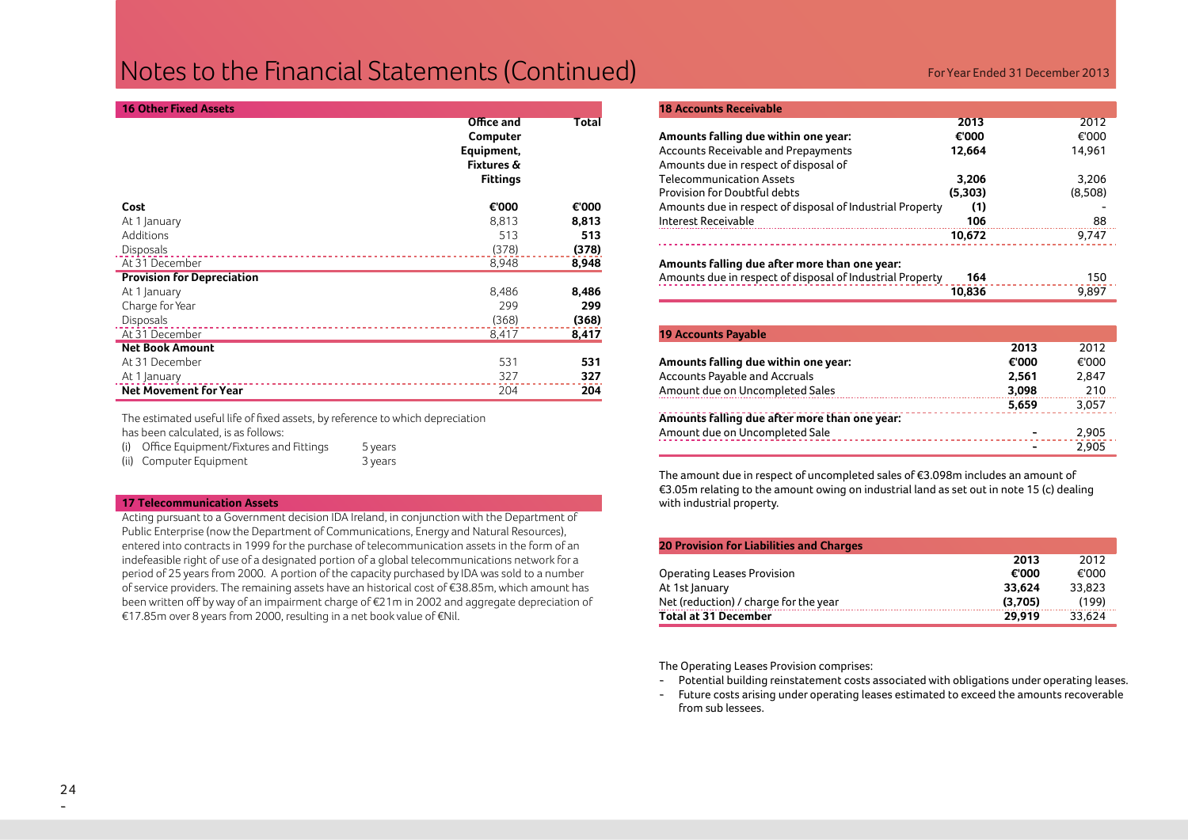# Notes to the Financial Statements (Continued)

For Year Ended 31 December 2013

## 16 Other Fixed Assets

| | Office and Computer Equipment, Fixtures & Fittings | Total |
|---|---|---|
| **Cost** | **€'000** | **€'000** |
| At 1 January | 8,813 | **8,813** |
| Additions | 513 | **513** |
| Disposals | (378) | **(378)** |
| At 31 December | 8,948 | **8,948** |
| **Provision for Depreciation** | | |
| At 1 January | 8,486 | **8,486** |
| Charge for Year | 299 | **299** |
| Disposals | (368) | **(368)** |
| At 31 December | 8,417 | **8,417** |
| **Net Book Amount** | | |
| At 31 December | 531 | **531** |
| At 1 January | 327 | **327** |
| **Net Movement for Year** | 204 | **204** |

The estimated useful life of fixed assets, by reference to which depreciation has been calculated, is as follows:

| | |
|---|---|
| (i) Office Equipment/Fixtures and Fittings | 5 years |
| (ii) Computer Equipment | 3 years |

## 17 Telecommunication Assets

Acting pursuant to a Government decision IDA Ireland, in conjunction with the Department of Public Enterprise (now the Department of Communications, Energy and Natural Resources), entered into contracts in 1999 for the purchase of telecommunication assets in the form of an indefeasible right of use of a designated portion of a global telecommunications network for a period of 25 years from 2000. A portion of the capacity purchased by IDA was sold to a number of service providers. The remaining assets have an historical cost of €38.85m, which amount has been written off by way of an impairment charge of €21m in 2002 and aggregate depreciation of €17.85m over 8 years from 2000, resulting in a net book value of €Nil.

## 18 Accounts Receivable

| | 2013 | 2012 |
|---|---|---|
| **Amounts falling due within one year:** | **€'000** | €'000 |
| Accounts Receivable and Prepayments | **12,664** | 14,961 |
| Amounts due in respect of disposal of Telecommunication Assets | **3,206** | 3,206 |
| Provision for Doubtful debts | **(5,303)** | (8,508) |
| Amounts due in respect of disposal of Industrial Property | **(1)** | - |
| Interest Receivable | **106** | 88 |
| | **10,672** | 9,747 |
| **Amounts falling due after more than one year:** | | |
| Amounts due in respect of disposal of Industrial Property | **164** | 150 |
| | **10,836** | 9,897 |

## 19 Accounts Payable

| | 2013 | 2012 |
|---|---|---|
| **Amounts falling due within one year:** | **€'000** | €'000 |
| Accounts Payable and Accruals | **2,561** | 2,847 |
| Amount due on Uncompleted Sales | **3,098** | 210 |
| | **5,659** | 3,057 |
| **Amounts falling due after more than one year:** | | |
| Amount due on Uncompleted Sale | **-** | 2,905 |
| | **-** | 2,905 |

The amount due in respect of uncompleted sales of €3.098m includes an amount of €3.05m relating to the amount owing on industrial land as set out in note 15 (c) dealing with industrial property.

## 20 Provision for Liabilities and Charges

| | 2013 | 2012 |
|---|---|---|
| Operating Leases Provision | **€'000** | €'000 |
| At 1st January | **33,624** | 33,823 |
| Net (reduction) / charge for the year | **(3,705)** | (199) |
| **Total at 31 December** | **29,919** | 33,624 |

The Operating Leases Provision comprises:

- Potential building reinstatement costs associated with obligations under operating leases.
- Future costs arising under operating leases estimated to exceed the amounts recoverable from sub lessees.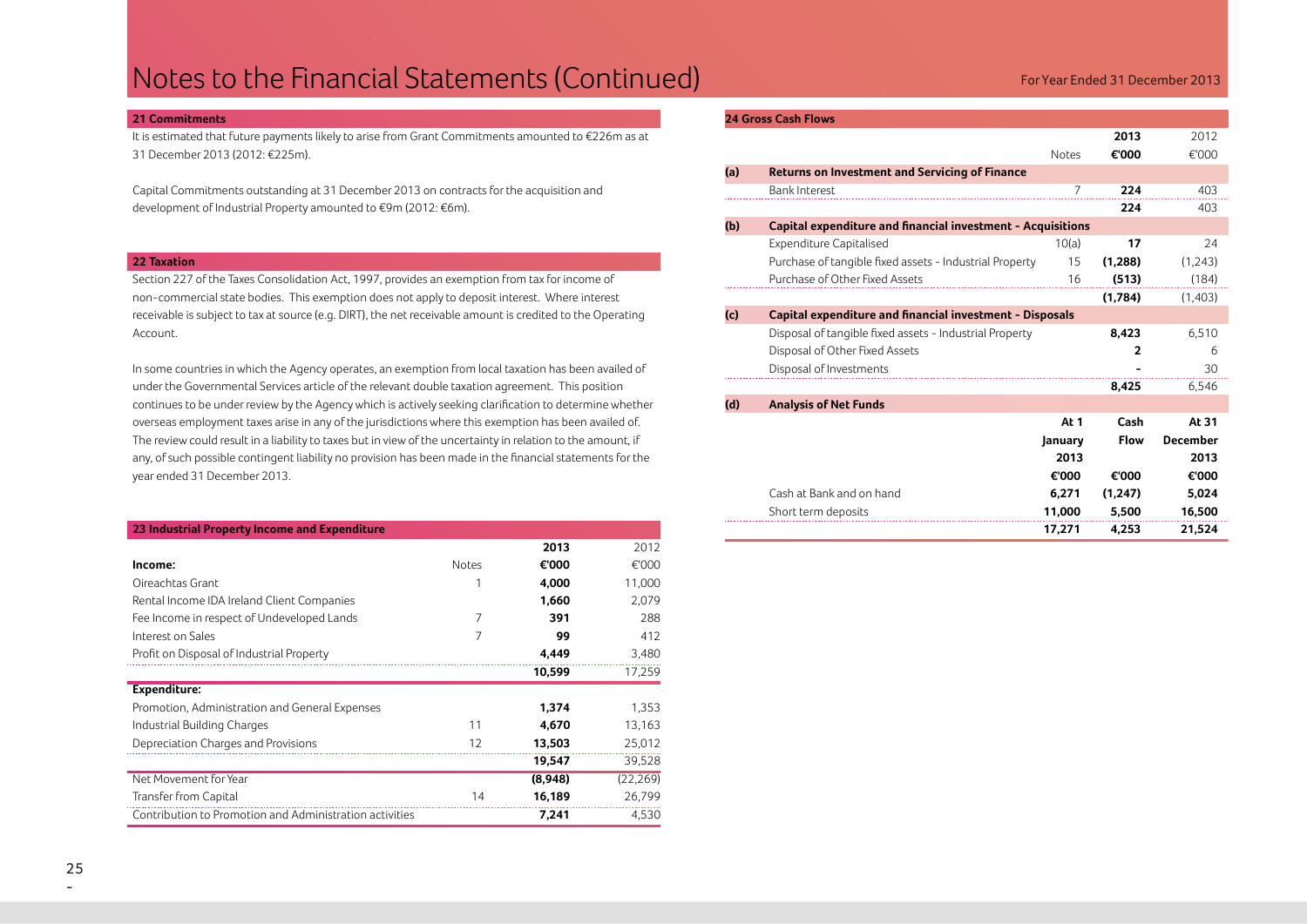# Notes to the Financial Statements (Continued)

For Year Ended 31 December 2013

## 21 Commitments

It is estimated that future payments likely to arise from Grant Commitments amounted to €226m as at 31 December 2013 (2012: €225m).

Capital Commitments outstanding at 31 December 2013 on contracts for the acquisition and development of Industrial Property amounted to €9m (2012: €6m).

## 22 Taxation

Section 227 of the Taxes Consolidation Act, 1997, provides an exemption from tax for income of non-commercial state bodies. This exemption does not apply to deposit interest. Where interest receivable is subject to tax at source (e.g. DIRT), the net receivable amount is credited to the Operating Account.

In some countries in which the Agency operates, an exemption from local taxation has been availed of under the Governmental Services article of the relevant double taxation agreement. This position continues to be under review by the Agency which is actively seeking clarification to determine whether overseas employment taxes arise in any of the jurisdictions where this exemption has been availed of. The review could result in a liability to taxes but in view of the uncertainty in relation to the amount, if any, of such possible contingent liability no provision has been made in the financial statements for the year ended 31 December 2013.

## 23 Industrial Property Income and Expenditure

| | Notes | 2013 €'000 | 2012 €'000 |
|---|---|---|---|
| **Income:** | | | |
| Oireachtas Grant | 1 | **4,000** | 11,000 |
| Rental Income IDA Ireland Client Companies | | **1,660** | 2,079 |
| Fee Income in respect of Undeveloped Lands | 7 | **391** | 288 |
| Interest on Sales | 7 | **99** | 412 |
| Profit on Disposal of Industrial Property | | **4,449** | 3,480 |
| | | **10,599** | 17,259 |
| **Expenditure:** | | | |
| Promotion, Administration and General Expenses | | **1,374** | 1,353 |
| Industrial Building Charges | 11 | **4,670** | 13,163 |
| Depreciation Charges and Provisions | 12 | **13,503** | 25,012 |
| | | **19,547** | 39,528 |
| Net Movement for Year | | **(8,948)** | (22,269) |
| Transfer from Capital | 14 | **16,189** | 26,799 |
| Contribution to Promotion and Administration activities | | **7,241** | 4,530 |

## 24 Gross Cash Flows

| | | Notes | 2013 €'000 | 2012 €'000 |
|---|---|---|---|---|
| **(a)** | **Returns on Investment and Servicing of Finance** | | | |
| | Bank Interest | 7 | **224** | 403 |
| | | | **224** | 403 |
| **(b)** | **Capital expenditure and financial investment - Acquisitions** | | | |
| | Expenditure Capitalised | 10(a) | **17** | 24 |
| | Purchase of tangible fixed assets - Industrial Property | 15 | **(1,288)** | (1,243) |
| | Purchase of Other Fixed Assets | 16 | **(513)** | (184) |
| | | | **(1,784)** | (1,403) |
| **(c)** | **Capital expenditure and financial investment - Disposals** | | | |
| | Disposal of tangible fixed assets - Industrial Property | | **8,423** | 6,510 |
| | Disposal of Other Fixed Assets | | **2** | 6 |
| | Disposal of Investments | | **-** | 30 |
| | | | **8,425** | 6,546 |

**(d) Analysis of Net Funds**

| | At 1 January 2013 €'000 | Cash Flow €'000 | At 31 December 2013 €'000 |
|---|---|---|---|
| Cash at Bank and on hand | **6,271** | **(1,247)** | **5,024** |
| Short term deposits | **11,000** | **5,500** | **16,500** |
| | **17,271** | **4,253** | **21,524** |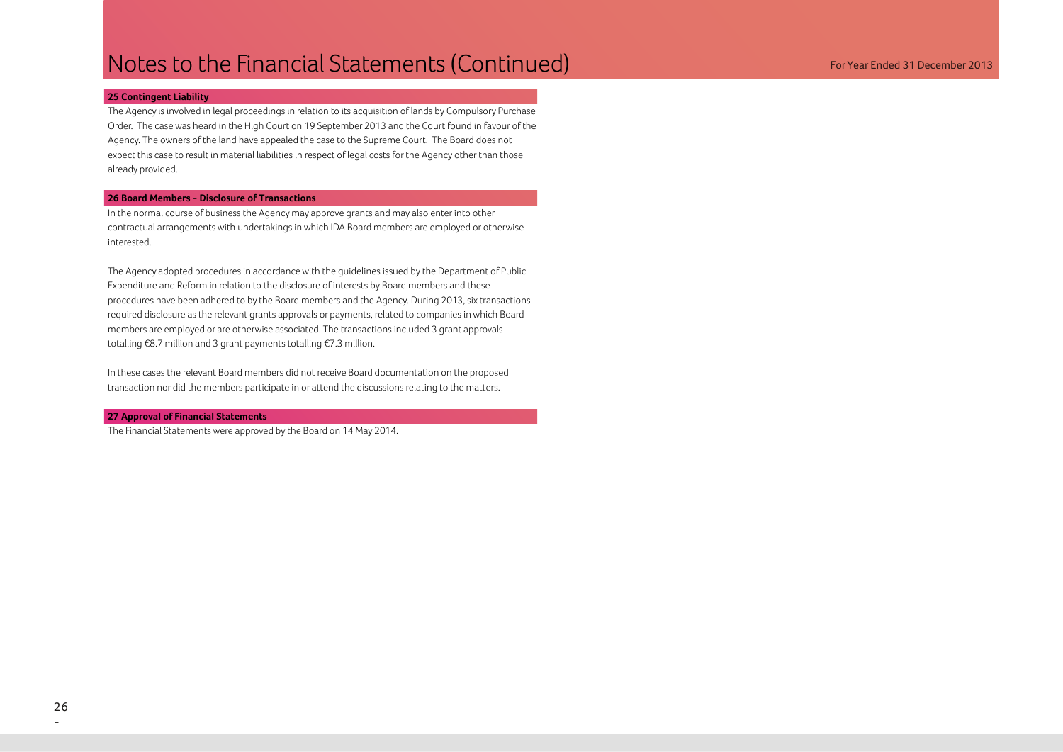# Notes to the Financial Statements (Continued)

For Year Ended 31 December 2013

## 25 Contingent Liability

The Agency is involved in legal proceedings in relation to its acquisition of lands by Compulsory Purchase Order. The case was heard in the High Court on 19 September 2013 and the Court found in favour of the Agency. The owners of the land have appealed the case to the Supreme Court. The Board does not expect this case to result in material liabilities in respect of legal costs for the Agency other than those already provided.

## 26 Board Members - Disclosure of Transactions

In the normal course of business the Agency may approve grants and may also enter into other contractual arrangements with undertakings in which IDA Board members are employed or otherwise interested.

The Agency adopted procedures in accordance with the guidelines issued by the Department of Public Expenditure and Reform in relation to the disclosure of interests by Board members and these procedures have been adhered to by the Board members and the Agency. During 2013, six transactions required disclosure as the relevant grants approvals or payments, related to companies in which Board members are employed or are otherwise associated. The transactions included 3 grant approvals totalling €8.7 million and 3 grant payments totalling €7.3 million.

In these cases the relevant Board members did not receive Board documentation on the proposed transaction nor did the members participate in or attend the discussions relating to the matters.

## 27 Approval of Financial Statements

The Financial Statements were approved by the Board on 14 May 2014.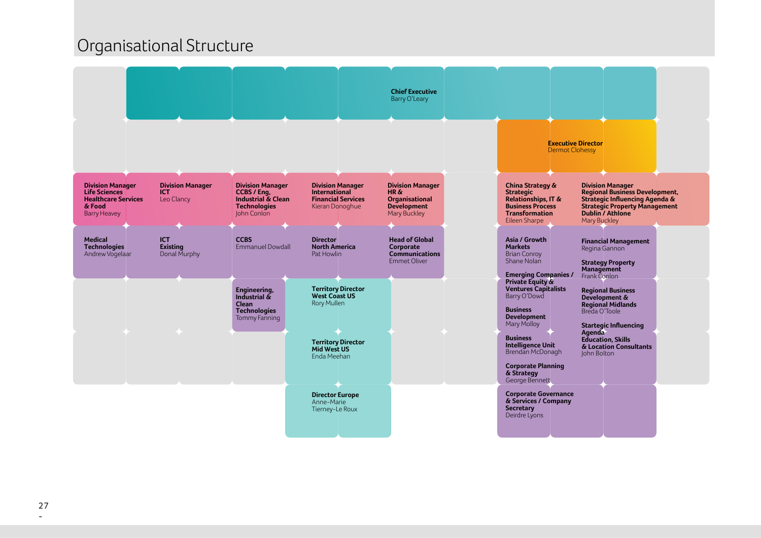# Organisational Structure

**Chief Executive**
Barry O'Leary

**Executive Director**
Dermot Clohessy

**Division Manager Life Sciences Healthcare Services & Food**
Barry Heavey

- **Medical Technologies**
  Andrew Vogelaar

**Division Manager ICT**
Leo Clancy

- **ICT Existing**
  Donal Murphy

**Division Manager CCBS / Eng, Industrial & Clean Technologies**
John Conlon

- **CCBS**
  Emmanuel Dowdall
- **Engineering, Industrial & Clean Technologies**
  Tommy Fanning

**Division Manager International Financial Services**
Kieran Donoghue

- **Director North America**
  Pat Howlin
- **Territory Director West Coast US**
  Rory Mullen
- **Territory Director Mid West US**
  Enda Meehan
- **Director Europe**
  Anne-Marie Tierney-Le Roux

**Division Manager HR & Organisational Development**
Mary Buckley

- **Head of Global Corporate Communications**
  Emmet Oliver

**China Strategy & Strategic Relationships, IT & Business Process Transformation**
Eileen Sharpe

- **Asia / Growth Markets**
  Brian Conroy
  Shane Nolan
- **Emerging Companies / Private Equity & Ventures Capitalists**
  Barry O'Dowd
- **Business Development**
  Mary Molloy
- **Business Intelligence Unit**
  Brendan McDonagh
- **Corporate Planning & Strategy**
  George Bennett
- **Corporate Governance & Services / Company Secretary**
  Deirdre Lyons

**Division Manager Regional Business Development, Strategic Influencing Agenda & Strategic Property Management Dublin / Athlone**
Mary Buckley

- **Financial Management**
  Regina Gannon
- **Strategy Property Management**
  Frank Conlon
- **Regional Business Development & Regional Midlands**
  Breda O'Toole
- **Startegic Influencing Agenda Education, Skills & Location Consultants**
  John Bolton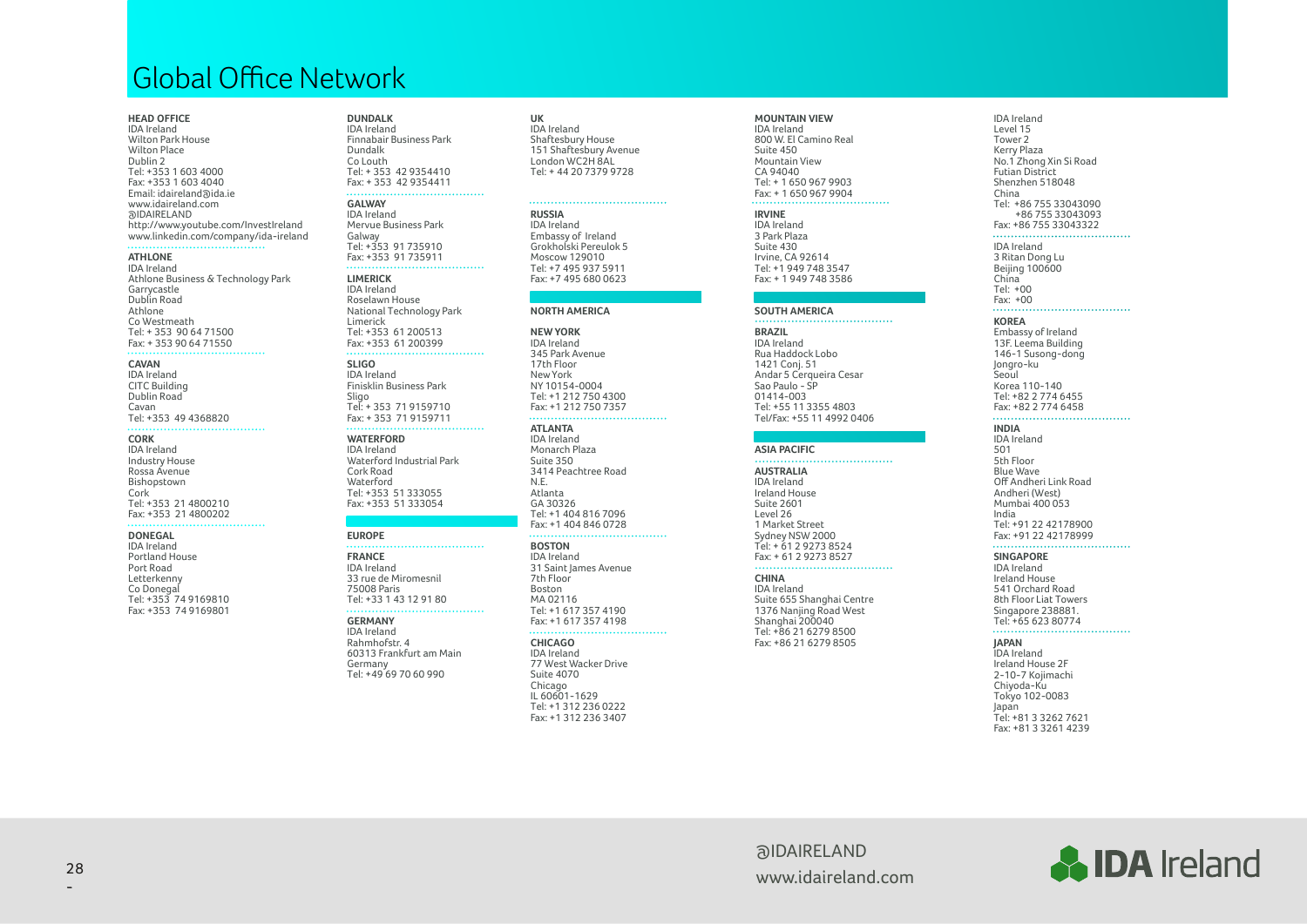# Global Office Network

**HEAD OFFICE**
IDA Ireland
Wilton Park House
Wilton Place
Dublin 2
Tel: +353 1 603 4000
Fax: +353 1 603 4040
Email: idaireland@ida.ie
www.idaireland.com
@IDAIRELAND
http://www.youtube.com/InvestIreland
www.linkedin.com/company/ida-ireland

**ATHLONE**
IDA Ireland
Athlone Business & Technology Park
Garrycastle
Dublin Road
Athlone
Co Westmeath
Tel: + 353 90 64 71500
Fax: + 353 90 64 71550

**CAVAN**
IDA Ireland
CITC Building
Dublin Road
Cavan
Tel: +353 49 4368820

**CORK**
IDA Ireland
Industry House
Rossa Avenue
Bishopstown
Cork
Tel: +353 21 4800210
Fax: +353 21 4800202

**DONEGAL**
IDA Ireland
Portland House
Port Road
Letterkenny
Co Donegal
Tel: +353 74 9169810
Fax: +353 74 9169801

**DUNDALK**
IDA Ireland
Finnabair Business Park
Dundalk
Co Louth
Tel: + 353 42 9354410
Fax: + 353 42 9354411

**GALWAY**
IDA Ireland
Mervue Business Park
Galway
Tel: +353 91 735910
Fax: +353 91 735911

**LIMERICK**
IDA Ireland
Roselawn House
National Technology Park
Limerick
Tel: +353 61 200513
Fax: +353 61 200399

**SLIGO**
IDA Ireland
Finisklin Business Park
Sligo
Tel: + 353 71 9159710
Fax: + 353 71 9159711

**WATERFORD**
IDA Ireland
Waterford Industrial Park
Cork Road
Waterford
Tel: +353 51 333055
Fax: +353 51 333054

## EUROPE

**FRANCE**
IDA Ireland
33 rue de Miromesnil
75008 Paris
Tel: +33 1 43 12 91 80

**GERMANY**
IDA Ireland
Rahmhofstr. 4
60313 Frankfurt am Main
Germany
Tel: +49 69 70 60 990

**UK**
IDA Ireland
Shaftesbury House
151 Shaftesbury Avenue
London WC2H 8AL
Tel: + 44 20 7379 9728

**RUSSIA**
IDA Ireland
Embassy of Ireland
Grokholski Pereulok 5
Moscow 129010
Tel: +7 495 937 5911
Fax: +7 495 680 0623

## NORTH AMERICA

**NEW YORK**
IDA Ireland
345 Park Avenue
17th Floor
New York
NY 10154-0004
Tel: +1 212 750 4300
Fax: +1 212 750 7357

**ATLANTA**
IDA Ireland
Monarch Plaza
Suite 350
3414 Peachtree Road
N.E.
Atlanta
GA 30326
Tel: +1 404 816 7096
Fax: +1 404 846 0728

**BOSTON**
IDA Ireland
31 Saint James Avenue
7th Floor
Boston
MA 02116
Tel: +1 617 357 4190
Fax: +1 617 357 4198

**CHICAGO**
IDA Ireland
77 West Wacker Drive
Suite 4070
Chicago
IL 60601-1629
Tel: +1 312 236 0222
Fax: +1 312 236 3407

**MOUNTAIN VIEW**
IDA Ireland
800 W. El Camino Real
Suite 450
Mountain View
CA 94040
Tel: + 1 650 967 9903
Fax: + 1 650 967 9904

**IRVINE**
IDA Ireland
3 Park Plaza
Suite 430
Irvine, CA 92614
Tel: +1 949 748 3547
Fax: + 1 949 748 3586

## SOUTH AMERICA

**BRAZIL**
IDA Ireland
Rua Haddock Lobo
1421 Conj. 51
Andar 5 Cerqueira Cesar
Sao Paulo - SP
01414-003
Tel: +55 11 3355 4803
Tel/Fax: +55 11 4992 0406

## ASIA PACIFIC

**AUSTRALIA**
IDA Ireland
Ireland House
Suite 2601
Level 26
1 Market Street
Sydney NSW 2000
Tel: + 61 2 9273 8524
Fax: + 61 2 9273 8527

**CHINA**
IDA Ireland
Suite 655 Shanghai Centre
1376 Nanjing Road West
Shanghai 200040
Tel: +86 21 6279 8500
Fax: +86 21 6279 8505

IDA Ireland
Level 15
Tower 2
Kerry Plaza
No.1 Zhong Xin Si Road
Futian District
Shenzhen 518048
China
Tel: +86 755 33043090
+86 755 33043093
Fax: +86 755 33043322

IDA Ireland
3 Ritan Dong Lu
Beijing 100600
China
Tel: +00
Fax: +00

**KOREA**
Embassy of Ireland
13F. Leema Building
146-1 Susong-dong
Jongro-ku
Seoul
Korea 110-140
Tel: +82 2 774 6455
Fax: +82 2 774 6458

**INDIA**
IDA Ireland
501
5th Floor
Blue Wave
Off Andheri Link Road
Andheri (West)
Mumbai 400 053
India
Tel: +91 22 42178900
Fax: +91 22 42178999

**SINGAPORE**
IDA Ireland
Ireland House
541 Orchard Road
8th Floor Liat Towers
Singapore 238881.
Tel: +65 623 80774

**JAPAN**
IDA Ireland
Ireland House 2F
2-10-7 Kojimachi
Chiyoda-Ku
Tokyo 102-0083
Japan
Tel: +81 3 3262 7621
Fax: +81 3 3261 4239

@IDAIRELAND
www.idaireland.com

IDA Ireland